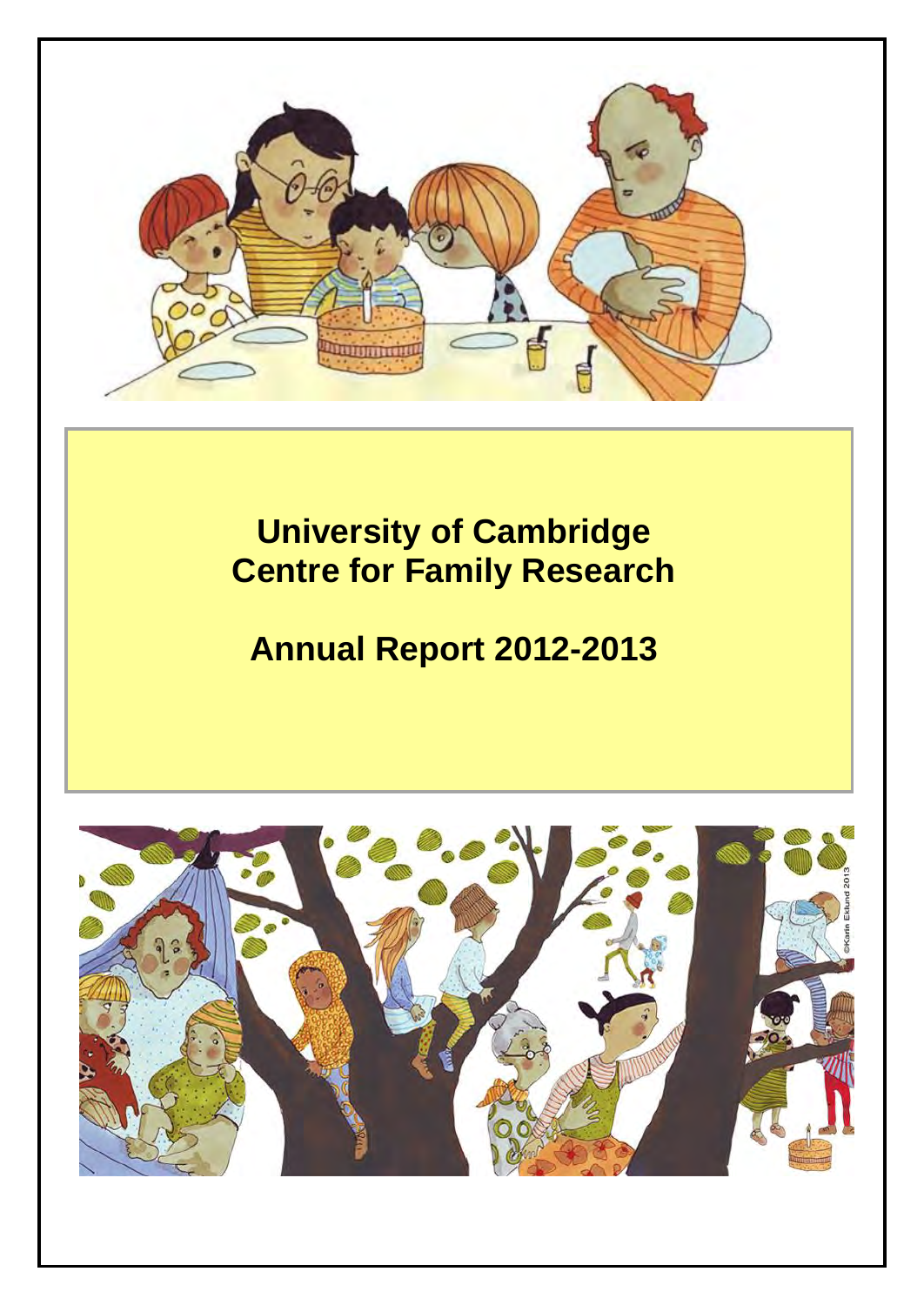# University of Cambridge
# Centre for Family Research

# Annual Report 2012-2013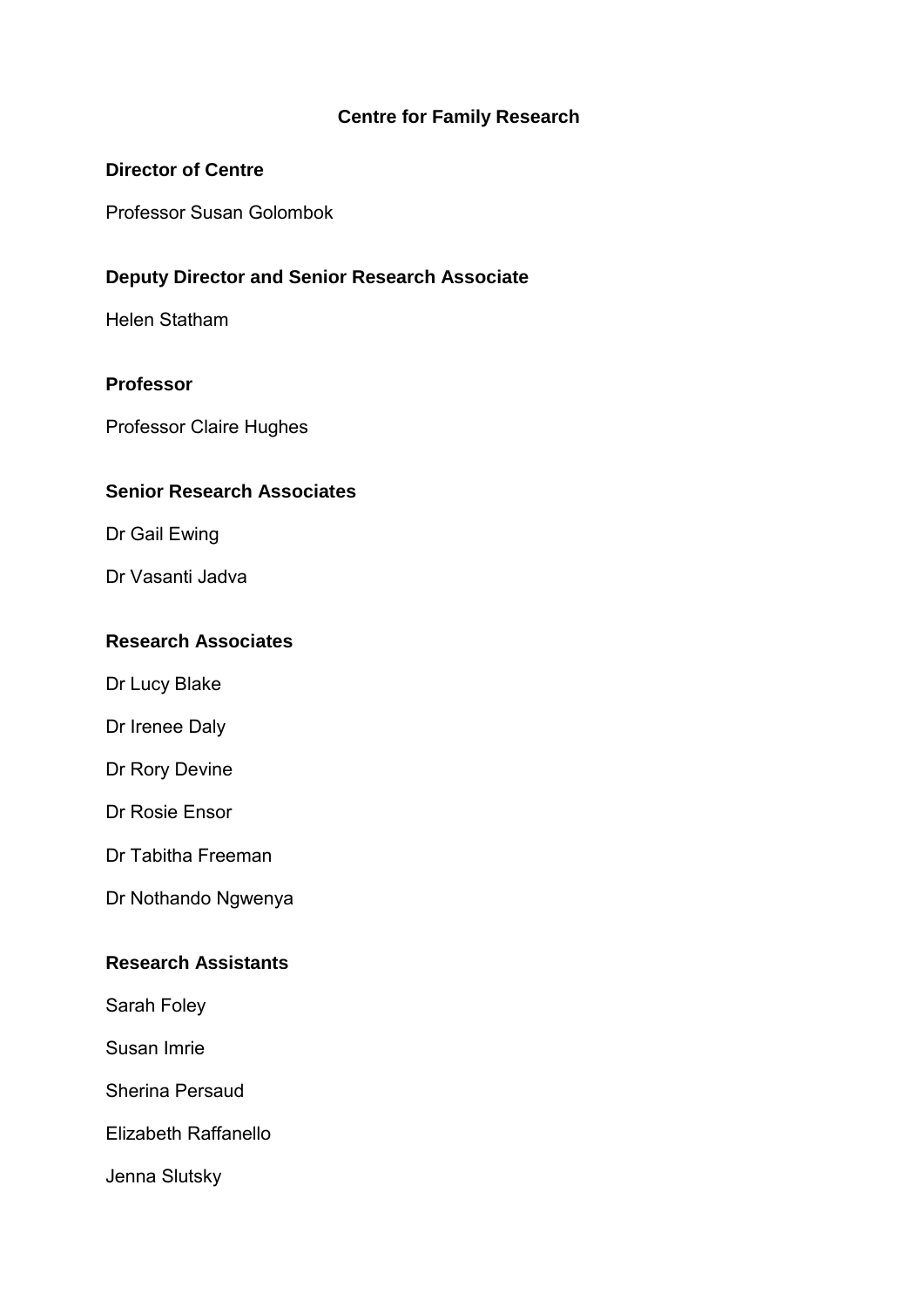# Centre for Family Research

## Director of Centre

Professor Susan Golombok

## Deputy Director and Senior Research Associate

Helen Statham

## Professor

Professor Claire Hughes

## Senior Research Associates

Dr Gail Ewing

Dr Vasanti Jadva

## Research Associates

Dr Lucy Blake

Dr Irenee Daly

Dr Rory Devine

Dr Rosie Ensor

Dr Tabitha Freeman

Dr Nothando Ngwenya

## Research Assistants

Sarah Foley

Susan Imrie

Sherina Persaud

Elizabeth Raffanello

Jenna Slutsky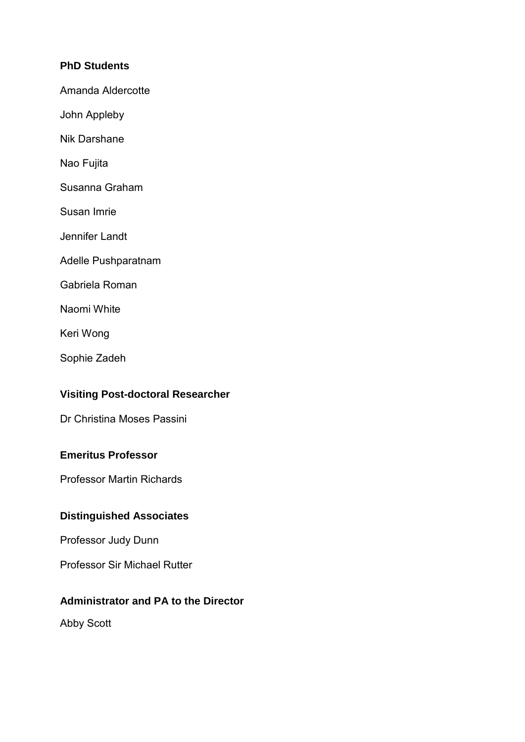**PhD Students**

Amanda Aldercotte

John Appleby

Nik Darshane

Nao Fujita

Susanna Graham

Susan Imrie

Jennifer Landt

Adelle Pushparatnam

Gabriela Roman

Naomi White

Keri Wong

Sophie Zadeh

**Visiting Post-doctoral Researcher**

Dr Christina Moses Passini

**Emeritus Professor**

Professor Martin Richards

**Distinguished Associates**

Professor Judy Dunn

Professor Sir Michael Rutter

**Administrator and PA to the Director**

Abby Scott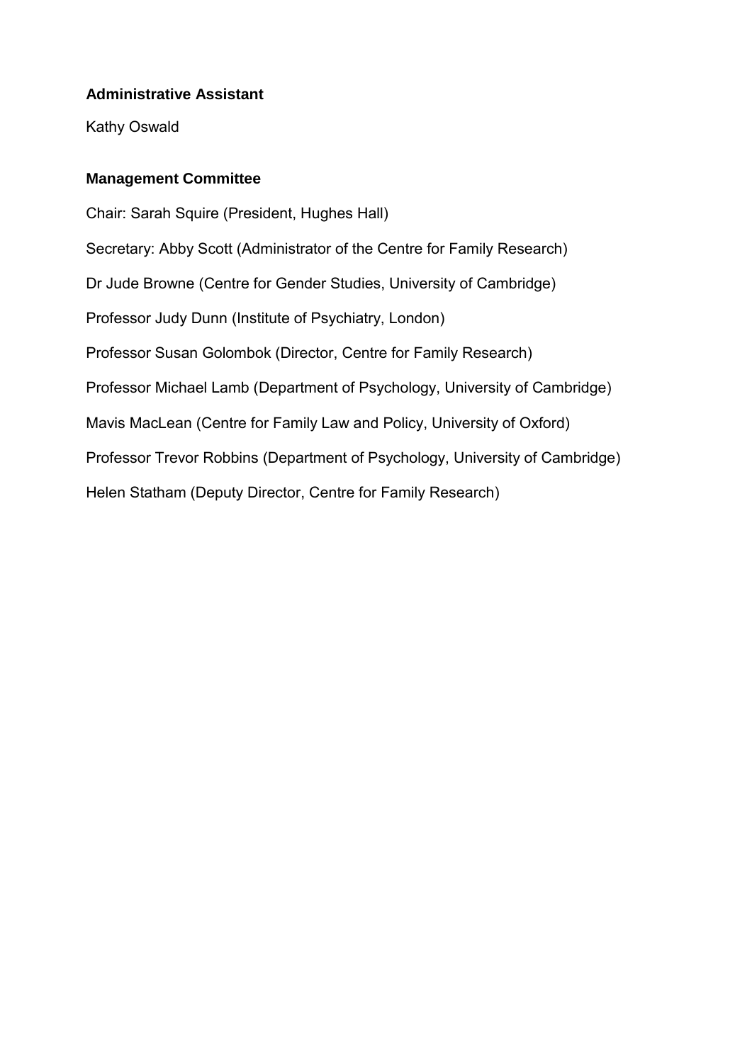**Administrative Assistant**

Kathy Oswald

**Management Committee**

Chair: Sarah Squire (President, Hughes Hall)

Secretary: Abby Scott (Administrator of the Centre for Family Research)

Dr Jude Browne (Centre for Gender Studies, University of Cambridge)

Professor Judy Dunn (Institute of Psychiatry, London)

Professor Susan Golombok (Director, Centre for Family Research)

Professor Michael Lamb (Department of Psychology, University of Cambridge)

Mavis MacLean (Centre for Family Law and Policy, University of Oxford)

Professor Trevor Robbins (Department of Psychology, University of Cambridge)

Helen Statham (Deputy Director, Centre for Family Research)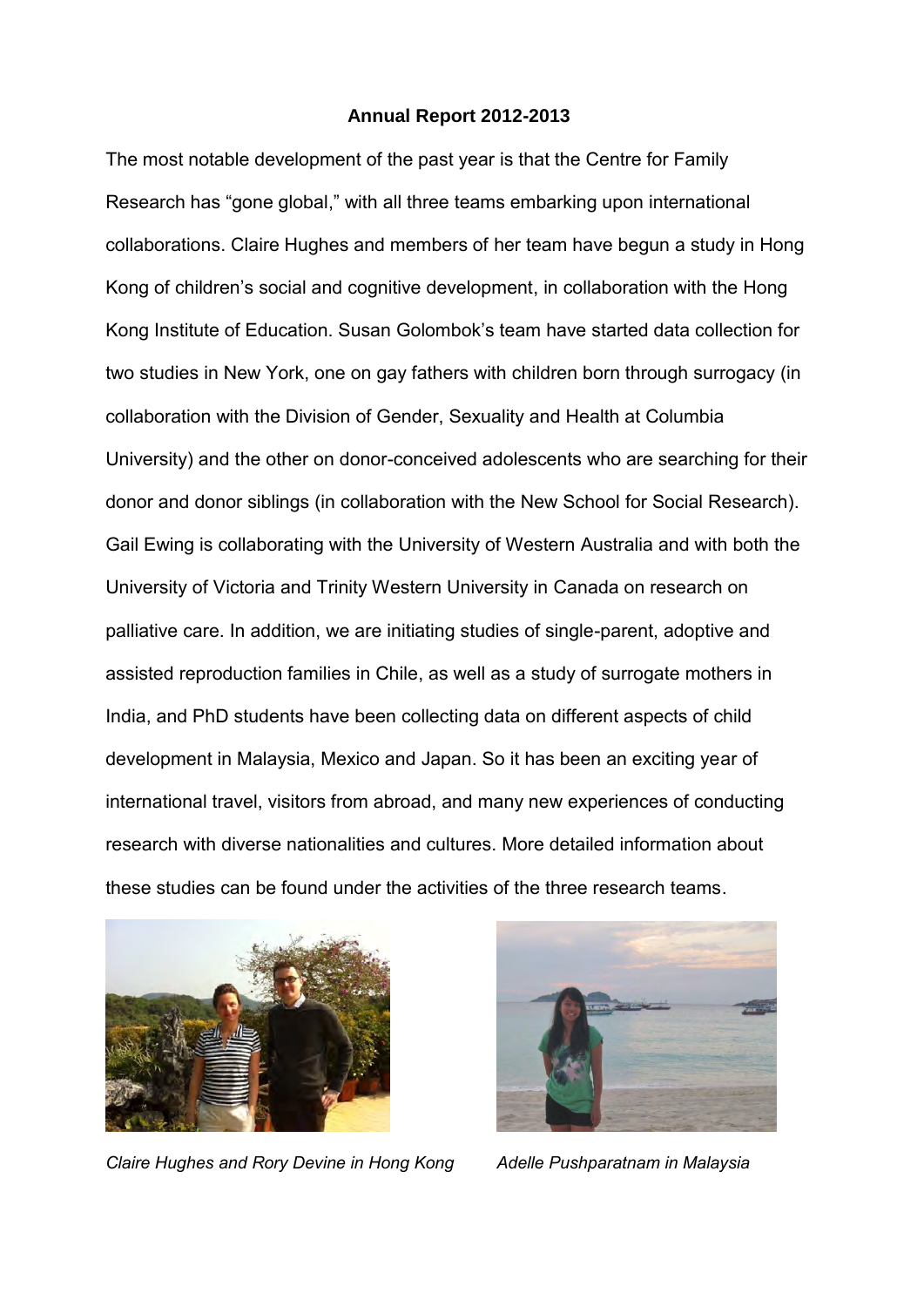**Annual Report 2012-2013**

The most notable development of the past year is that the Centre for Family Research has "gone global," with all three teams embarking upon international collaborations. Claire Hughes and members of her team have begun a study in Hong Kong of children's social and cognitive development, in collaboration with the Hong Kong Institute of Education. Susan Golombok's team have started data collection for two studies in New York, one on gay fathers with children born through surrogacy (in collaboration with the Division of Gender, Sexuality and Health at Columbia University) and the other on donor-conceived adolescents who are searching for their donor and donor siblings (in collaboration with the New School for Social Research). Gail Ewing is collaborating with the University of Western Australia and with both the University of Victoria and Trinity Western University in Canada on research on palliative care. In addition, we are initiating studies of single-parent, adoptive and assisted reproduction families in Chile, as well as a study of surrogate mothers in India, and PhD students have been collecting data on different aspects of child development in Malaysia, Mexico and Japan. So it has been an exciting year of international travel, visitors from abroad, and many new experiences of conducting research with diverse nationalities and cultures. More detailed information about these studies can be found under the activities of the three research teams.

*Claire Hughes and Rory Devine in Hong Kong*

*Adelle Pushparatnam in Malaysia*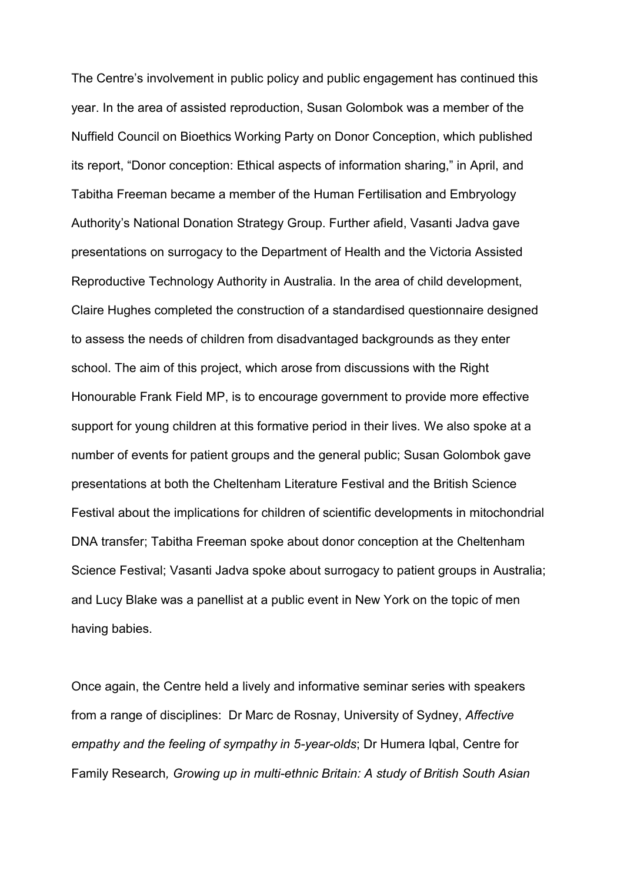The Centre's involvement in public policy and public engagement has continued this year. In the area of assisted reproduction, Susan Golombok was a member of the Nuffield Council on Bioethics Working Party on Donor Conception, which published its report, "Donor conception: Ethical aspects of information sharing," in April, and Tabitha Freeman became a member of the Human Fertilisation and Embryology Authority's National Donation Strategy Group. Further afield, Vasanti Jadva gave presentations on surrogacy to the Department of Health and the Victoria Assisted Reproductive Technology Authority in Australia. In the area of child development, Claire Hughes completed the construction of a standardised questionnaire designed to assess the needs of children from disadvantaged backgrounds as they enter school. The aim of this project, which arose from discussions with the Right Honourable Frank Field MP, is to encourage government to provide more effective support for young children at this formative period in their lives. We also spoke at a number of events for patient groups and the general public; Susan Golombok gave presentations at both the Cheltenham Literature Festival and the British Science Festival about the implications for children of scientific developments in mitochondrial DNA transfer; Tabitha Freeman spoke about donor conception at the Cheltenham Science Festival; Vasanti Jadva spoke about surrogacy to patient groups in Australia; and Lucy Blake was a panellist at a public event in New York on the topic of men having babies.

Once again, the Centre held a lively and informative seminar series with speakers from a range of disciplines: Dr Marc de Rosnay, University of Sydney, *Affective empathy and the feeling of sympathy in 5-year-olds*; Dr Humera Iqbal, Centre for Family Research*, Growing up in multi-ethnic Britain: A study of British South Asian*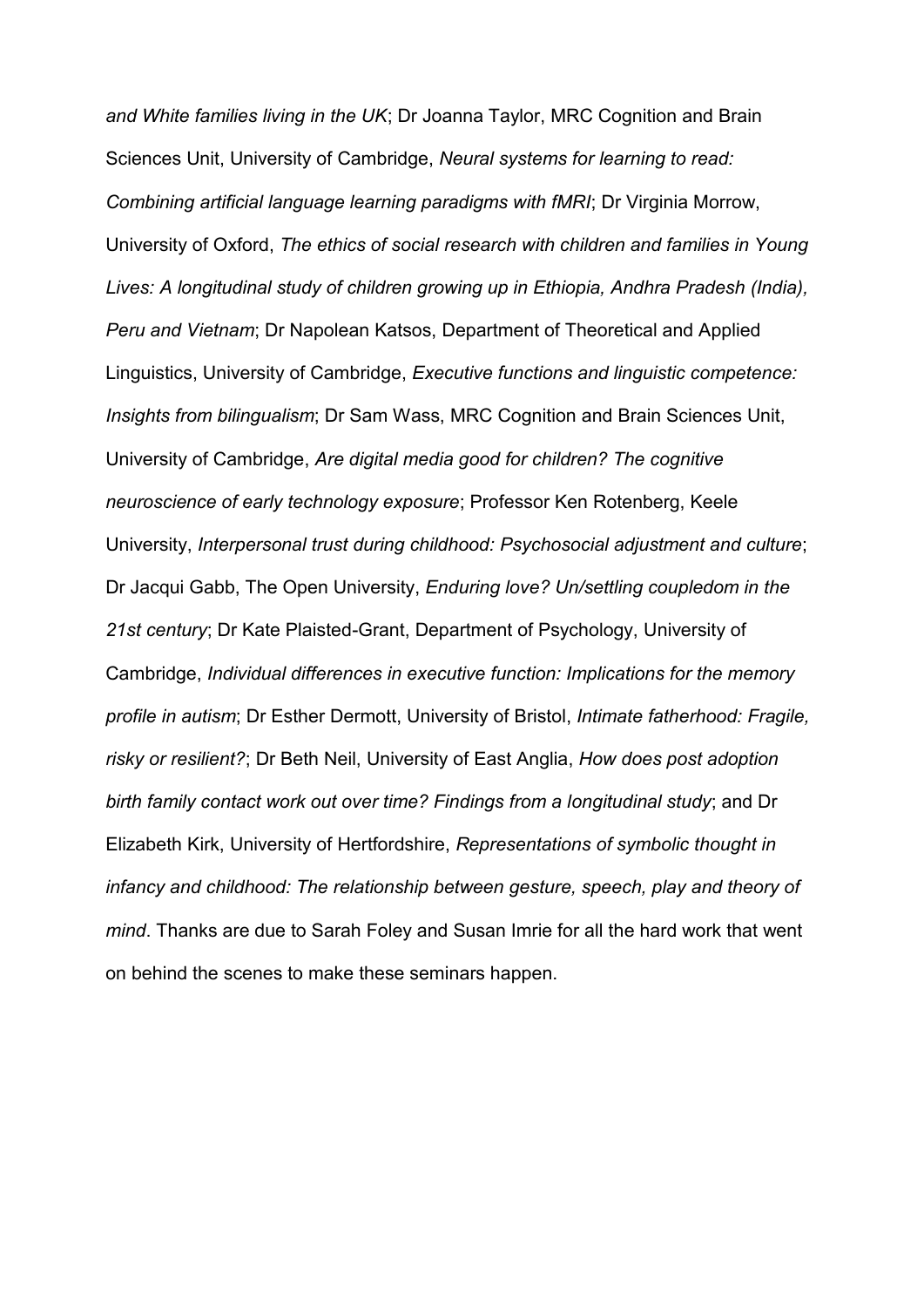*and White families living in the UK*; Dr Joanna Taylor, MRC Cognition and Brain Sciences Unit, University of Cambridge, *Neural systems for learning to read: Combining artificial language learning paradigms with fMRI*; Dr Virginia Morrow, University of Oxford, *The ethics of social research with children and families in Young Lives: A longitudinal study of children growing up in Ethiopia, Andhra Pradesh (India), Peru and Vietnam*; Dr Napolean Katsos, Department of Theoretical and Applied Linguistics, University of Cambridge, *Executive functions and linguistic competence: Insights from bilingualism*; Dr Sam Wass, MRC Cognition and Brain Sciences Unit, University of Cambridge, *Are digital media good for children? The cognitive neuroscience of early technology exposure*; Professor Ken Rotenberg, Keele University, *Interpersonal trust during childhood: Psychosocial adjustment and culture*; Dr Jacqui Gabb, The Open University, *Enduring love? Un/settling coupledom in the 21st century*; Dr Kate Plaisted-Grant, Department of Psychology, University of Cambridge, *Individual differences in executive function: Implications for the memory profile in autism*; Dr Esther Dermott, University of Bristol, *Intimate fatherhood: Fragile, risky or resilient?*; Dr Beth Neil, University of East Anglia, *How does post adoption birth family contact work out over time? Findings from a longitudinal study*; and Dr Elizabeth Kirk, University of Hertfordshire, *Representations of symbolic thought in infancy and childhood: The relationship between gesture, speech, play and theory of mind*. Thanks are due to Sarah Foley and Susan Imrie for all the hard work that went on behind the scenes to make these seminars happen.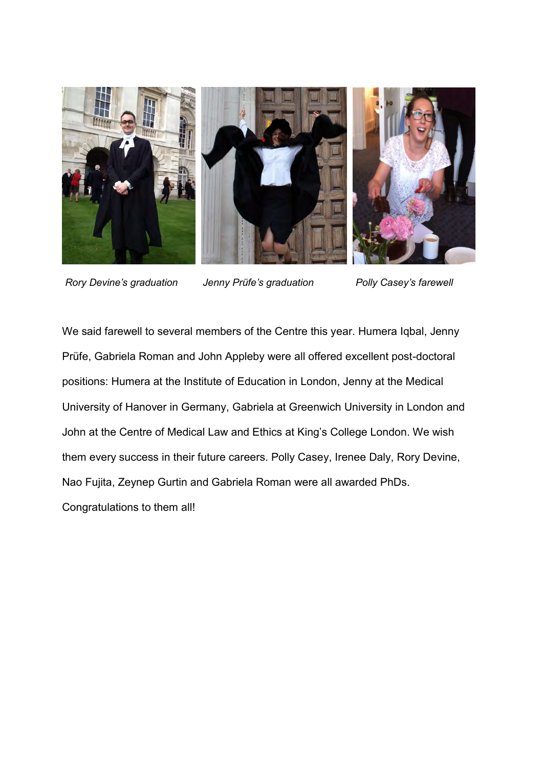*Rory Devine's graduation* *Jenny Prüfe's graduation* *Polly Casey's farewell*

We said farewell to several members of the Centre this year. Humera Iqbal, Jenny Prüfe, Gabriela Roman and John Appleby were all offered excellent post-doctoral positions: Humera at the Institute of Education in London, Jenny at the Medical University of Hanover in Germany, Gabriela at Greenwich University in London and John at the Centre of Medical Law and Ethics at King's College London. We wish them every success in their future careers. Polly Casey, Irenee Daly, Rory Devine, Nao Fujita, Zeynep Gurtin and Gabriela Roman were all awarded PhDs. Congratulations to them all!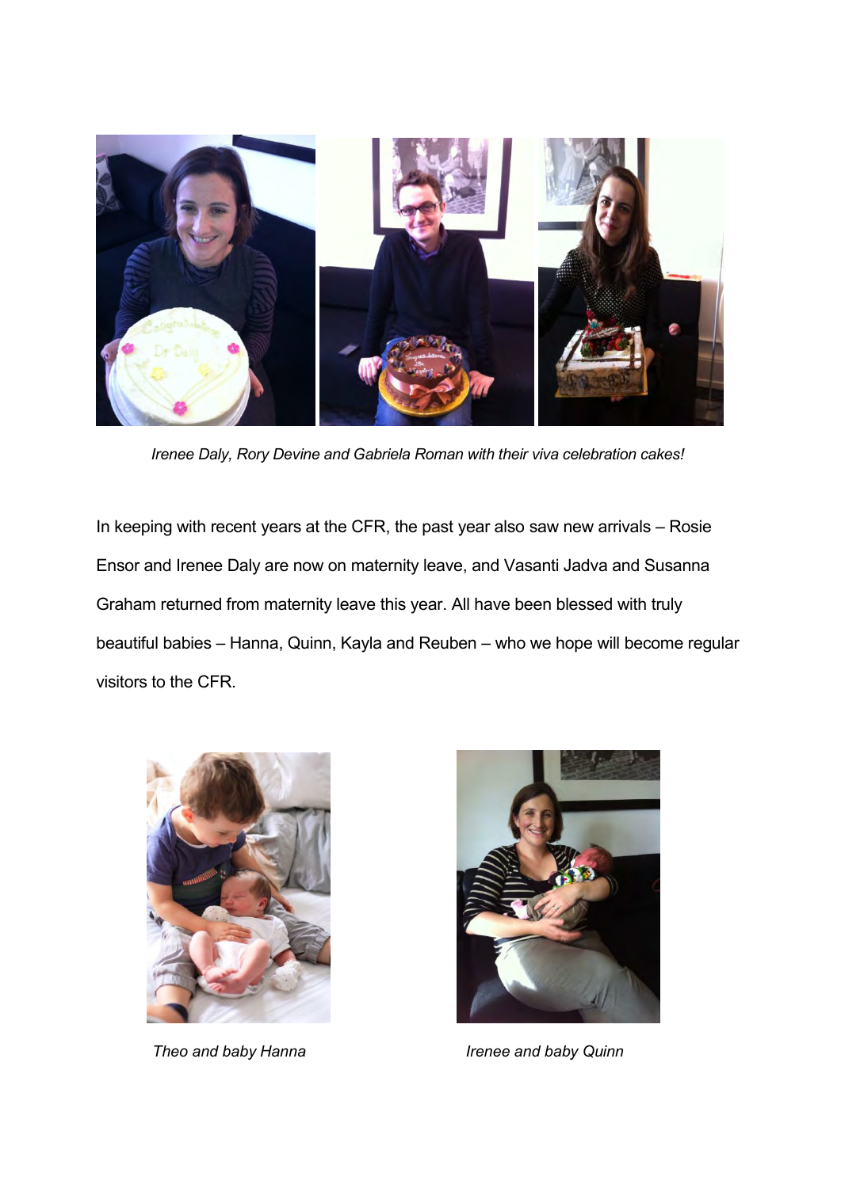*Irenee Daly, Rory Devine and Gabriela Roman with their viva celebration cakes!*

In keeping with recent years at the CFR, the past year also saw new arrivals – Rosie Ensor and Irenee Daly are now on maternity leave, and Vasanti Jadva and Susanna Graham returned from maternity leave this year. All have been blessed with truly beautiful babies – Hanna, Quinn, Kayla and Reuben – who we hope will become regular visitors to the CFR.

*Theo and baby Hanna*

*Irenee and baby Quinn*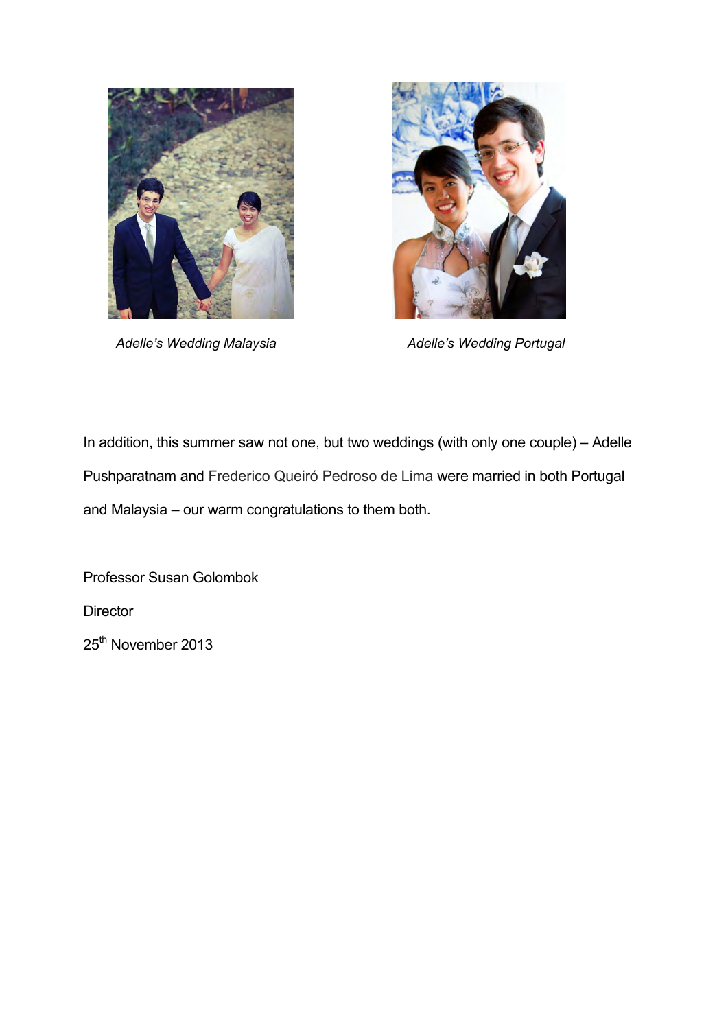*Adelle's Wedding Malaysia*

*Adelle's Wedding Portugal*

In addition, this summer saw not one, but two weddings (with only one couple) – Adelle Pushparatnam and Frederico Queiró Pedroso de Lima were married in both Portugal and Malaysia – our warm congratulations to them both.

Professor Susan Golombok

Director

25th November 2013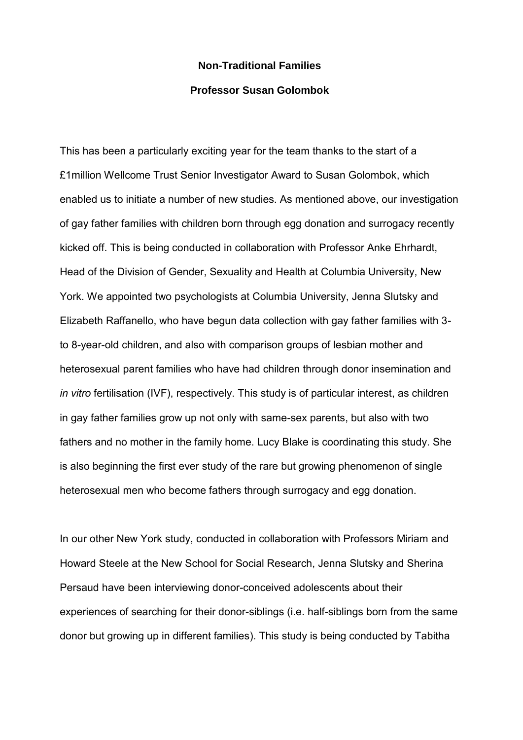**Non-Traditional Families**

**Professor Susan Golombok**

This has been a particularly exciting year for the team thanks to the start of a £1million Wellcome Trust Senior Investigator Award to Susan Golombok, which enabled us to initiate a number of new studies. As mentioned above, our investigation of gay father families with children born through egg donation and surrogacy recently kicked off. This is being conducted in collaboration with Professor Anke Ehrhardt, Head of the Division of Gender, Sexuality and Health at Columbia University, New York. We appointed two psychologists at Columbia University, Jenna Slutsky and Elizabeth Raffanello, who have begun data collection with gay father families with 3- to 8-year-old children, and also with comparison groups of lesbian mother and heterosexual parent families who have had children through donor insemination and *in vitro* fertilisation (IVF), respectively. This study is of particular interest, as children in gay father families grow up not only with same-sex parents, but also with two fathers and no mother in the family home. Lucy Blake is coordinating this study. She is also beginning the first ever study of the rare but growing phenomenon of single heterosexual men who become fathers through surrogacy and egg donation.

In our other New York study, conducted in collaboration with Professors Miriam and Howard Steele at the New School for Social Research, Jenna Slutsky and Sherina Persaud have been interviewing donor-conceived adolescents about their experiences of searching for their donor-siblings (i.e. half-siblings born from the same donor but growing up in different families). This study is being conducted by Tabitha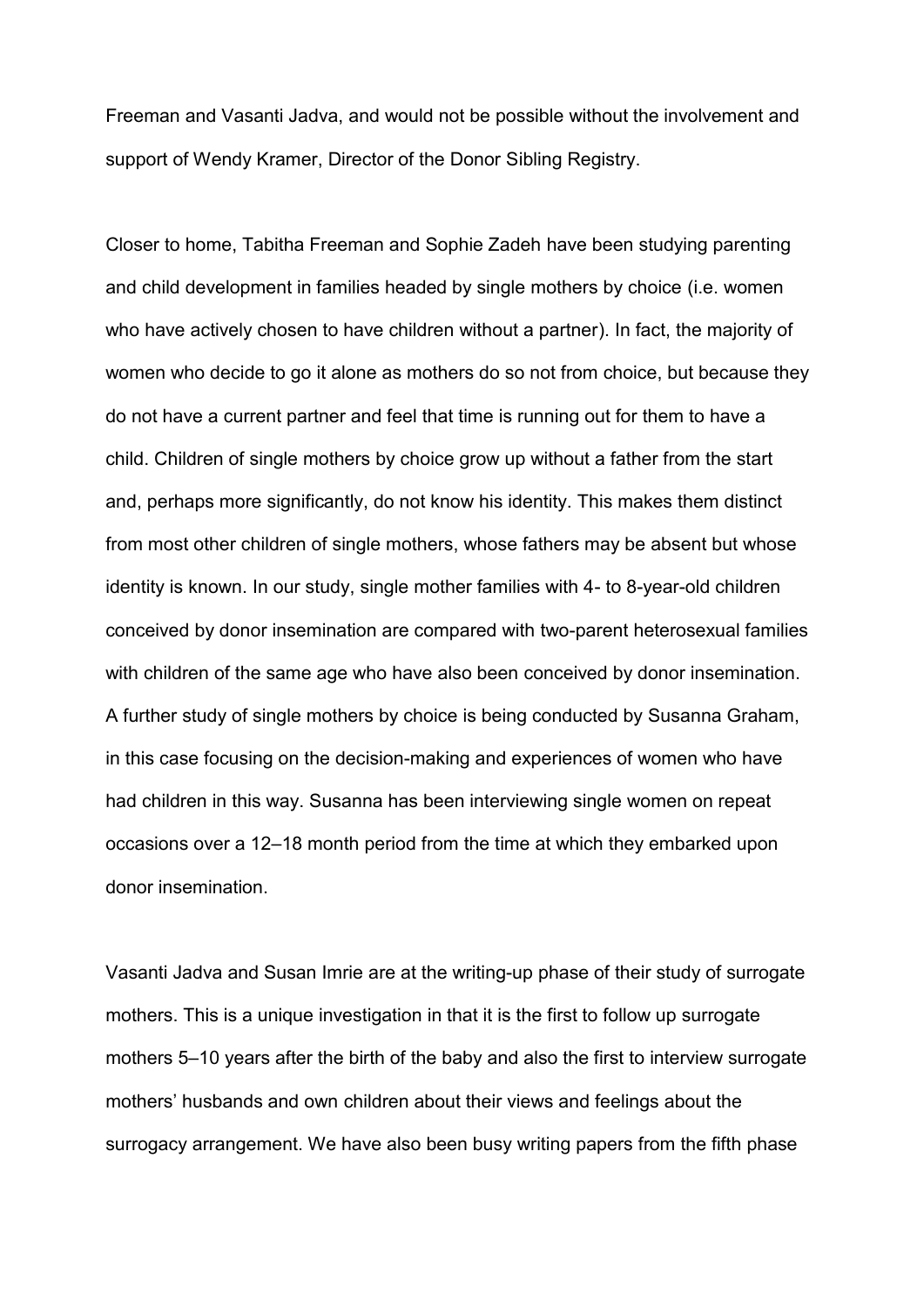Freeman and Vasanti Jadva, and would not be possible without the involvement and support of Wendy Kramer, Director of the Donor Sibling Registry.

Closer to home, Tabitha Freeman and Sophie Zadeh have been studying parenting and child development in families headed by single mothers by choice (i.e. women who have actively chosen to have children without a partner). In fact, the majority of women who decide to go it alone as mothers do so not from choice, but because they do not have a current partner and feel that time is running out for them to have a child. Children of single mothers by choice grow up without a father from the start and, perhaps more significantly, do not know his identity. This makes them distinct from most other children of single mothers, whose fathers may be absent but whose identity is known. In our study, single mother families with 4- to 8-year-old children conceived by donor insemination are compared with two-parent heterosexual families with children of the same age who have also been conceived by donor insemination. A further study of single mothers by choice is being conducted by Susanna Graham, in this case focusing on the decision-making and experiences of women who have had children in this way. Susanna has been interviewing single women on repeat occasions over a 12–18 month period from the time at which they embarked upon donor insemination.

Vasanti Jadva and Susan Imrie are at the writing-up phase of their study of surrogate mothers. This is a unique investigation in that it is the first to follow up surrogate mothers 5–10 years after the birth of the baby and also the first to interview surrogate mothers' husbands and own children about their views and feelings about the surrogacy arrangement. We have also been busy writing papers from the fifth phase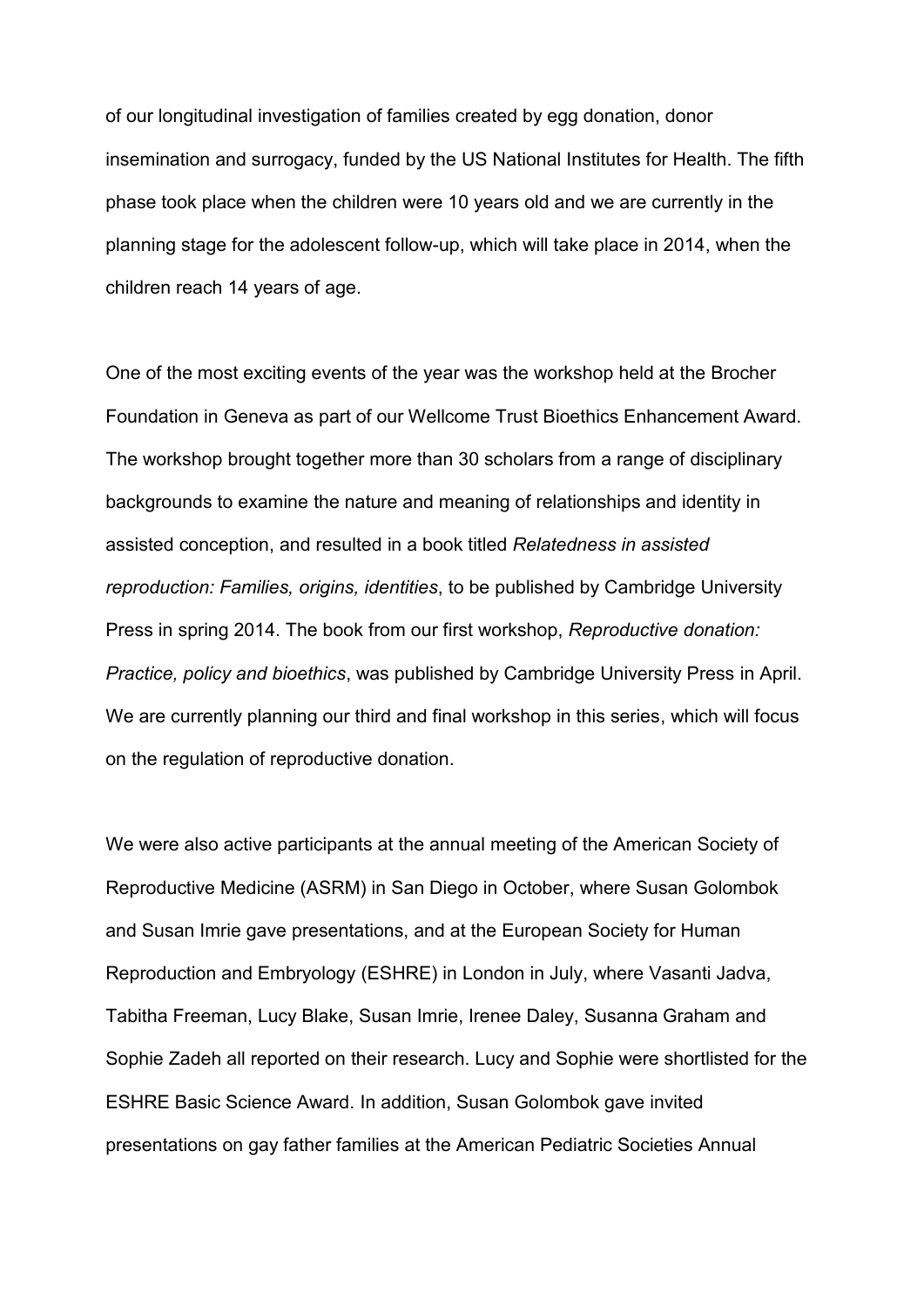of our longitudinal investigation of families created by egg donation, donor insemination and surrogacy, funded by the US National Institutes for Health. The fifth phase took place when the children were 10 years old and we are currently in the planning stage for the adolescent follow-up, which will take place in 2014, when the children reach 14 years of age.

One of the most exciting events of the year was the workshop held at the Brocher Foundation in Geneva as part of our Wellcome Trust Bioethics Enhancement Award. The workshop brought together more than 30 scholars from a range of disciplinary backgrounds to examine the nature and meaning of relationships and identity in assisted conception, and resulted in a book titled *Relatedness in assisted reproduction: Families, origins, identities*, to be published by Cambridge University Press in spring 2014. The book from our first workshop, *Reproductive donation: Practice, policy and bioethics*, was published by Cambridge University Press in April. We are currently planning our third and final workshop in this series, which will focus on the regulation of reproductive donation.

We were also active participants at the annual meeting of the American Society of Reproductive Medicine (ASRM) in San Diego in October, where Susan Golombok and Susan Imrie gave presentations, and at the European Society for Human Reproduction and Embryology (ESHRE) in London in July, where Vasanti Jadva, Tabitha Freeman, Lucy Blake, Susan Imrie, Irenee Daley, Susanna Graham and Sophie Zadeh all reported on their research. Lucy and Sophie were shortlisted for the ESHRE Basic Science Award. In addition, Susan Golombok gave invited presentations on gay father families at the American Pediatric Societies Annual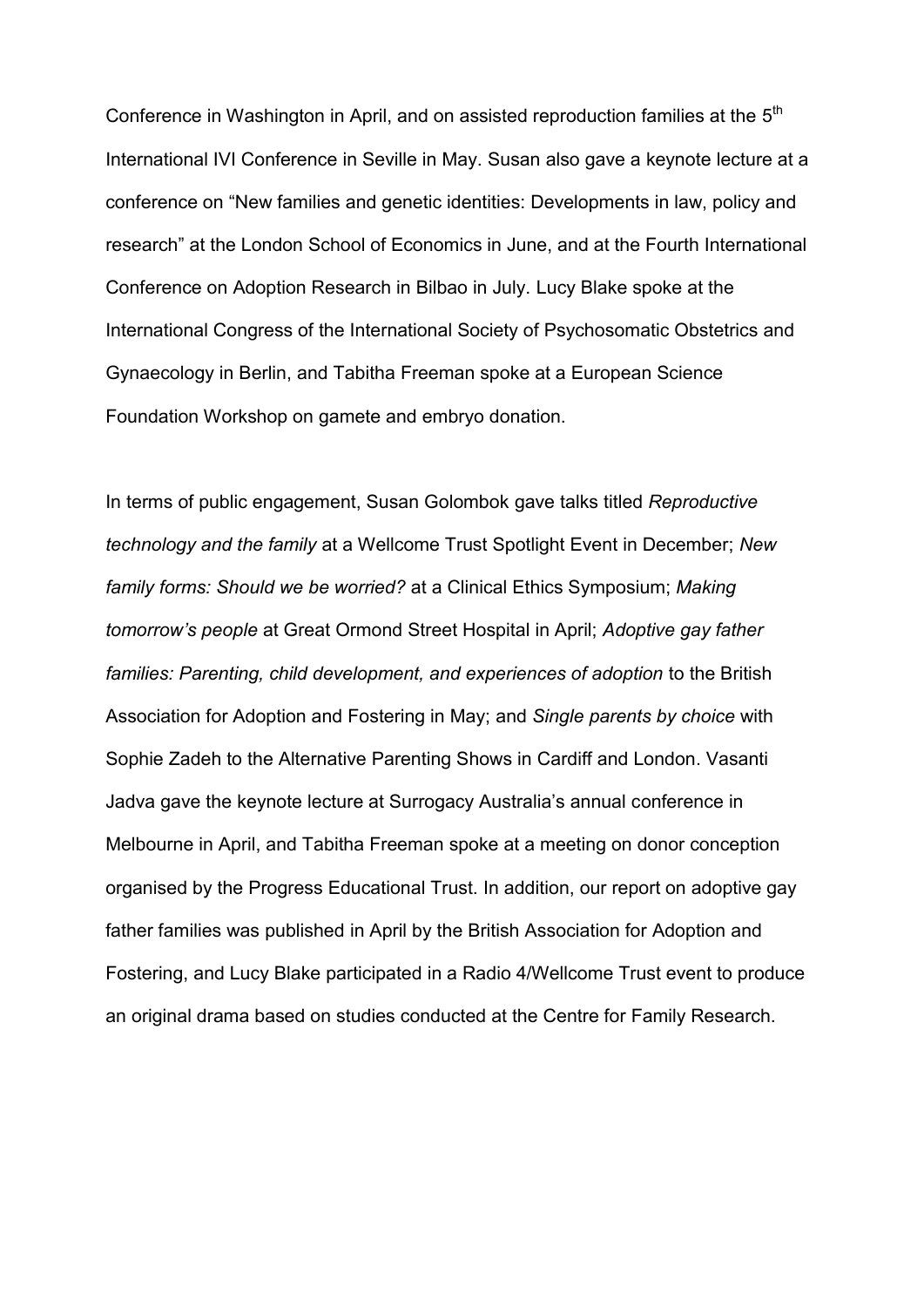Conference in Washington in April, and on assisted reproduction families at the 5th International IVI Conference in Seville in May. Susan also gave a keynote lecture at a conference on “New families and genetic identities: Developments in law, policy and research” at the London School of Economics in June, and at the Fourth International Conference on Adoption Research in Bilbao in July. Lucy Blake spoke at the International Congress of the International Society of Psychosomatic Obstetrics and Gynaecology in Berlin, and Tabitha Freeman spoke at a European Science Foundation Workshop on gamete and embryo donation.

In terms of public engagement, Susan Golombok gave talks titled *Reproductive technology and the family* at a Wellcome Trust Spotlight Event in December; *New family forms: Should we be worried?* at a Clinical Ethics Symposium; *Making tomorrow’s people* at Great Ormond Street Hospital in April; *Adoptive gay father families: Parenting, child development, and experiences of adoption* to the British Association for Adoption and Fostering in May; and *Single parents by choice* with Sophie Zadeh to the Alternative Parenting Shows in Cardiff and London. Vasanti Jadva gave the keynote lecture at Surrogacy Australia’s annual conference in Melbourne in April, and Tabitha Freeman spoke at a meeting on donor conception organised by the Progress Educational Trust. In addition, our report on adoptive gay father families was published in April by the British Association for Adoption and Fostering, and Lucy Blake participated in a Radio 4/Wellcome Trust event to produce an original drama based on studies conducted at the Centre for Family Research.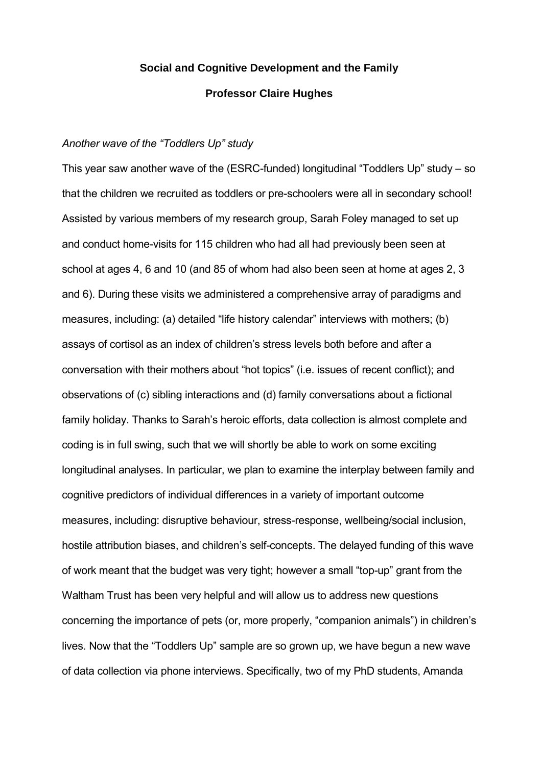**Social and Cognitive Development and the Family**

**Professor Claire Hughes**

*Another wave of the "Toddlers Up" study*

This year saw another wave of the (ESRC-funded) longitudinal "Toddlers Up" study – so that the children we recruited as toddlers or pre-schoolers were all in secondary school! Assisted by various members of my research group, Sarah Foley managed to set up and conduct home-visits for 115 children who had all had previously been seen at school at ages 4, 6 and 10 (and 85 of whom had also been seen at home at ages 2, 3 and 6). During these visits we administered a comprehensive array of paradigms and measures, including: (a) detailed "life history calendar" interviews with mothers; (b) assays of cortisol as an index of children's stress levels both before and after a conversation with their mothers about "hot topics" (i.e. issues of recent conflict); and observations of (c) sibling interactions and (d) family conversations about a fictional family holiday. Thanks to Sarah's heroic efforts, data collection is almost complete and coding is in full swing, such that we will shortly be able to work on some exciting longitudinal analyses. In particular, we plan to examine the interplay between family and cognitive predictors of individual differences in a variety of important outcome measures, including: disruptive behaviour, stress-response, wellbeing/social inclusion, hostile attribution biases, and children's self-concepts. The delayed funding of this wave of work meant that the budget was very tight; however a small "top-up" grant from the Waltham Trust has been very helpful and will allow us to address new questions concerning the importance of pets (or, more properly, "companion animals") in children's lives. Now that the "Toddlers Up" sample are so grown up, we have begun a new wave of data collection via phone interviews. Specifically, two of my PhD students, Amanda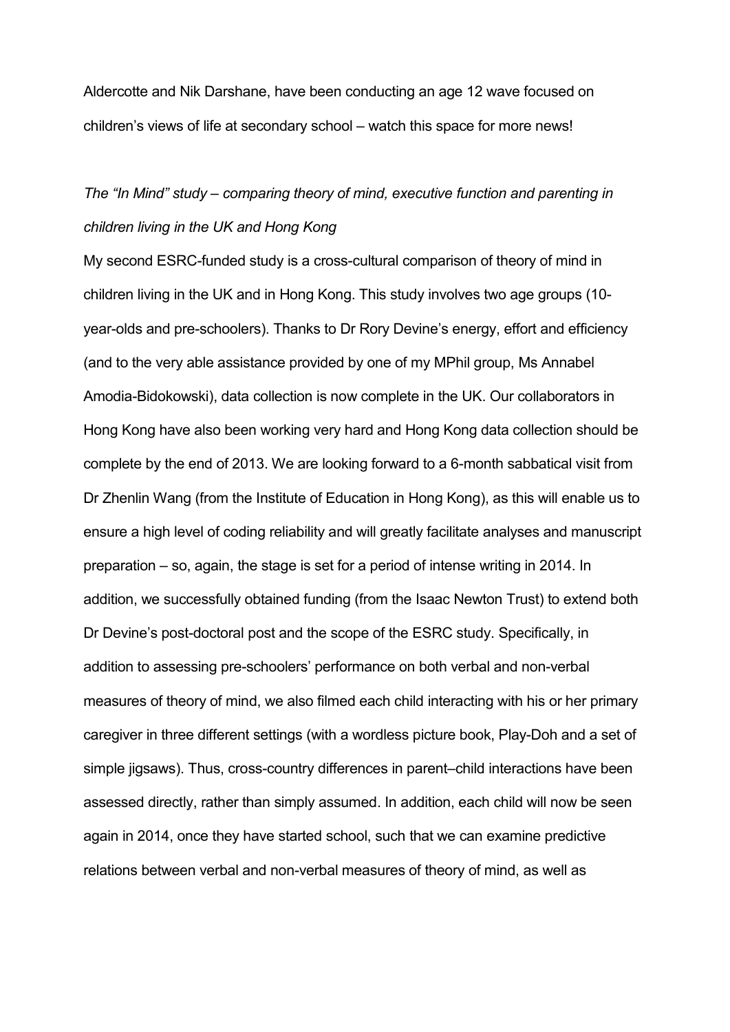Aldercotte and Nik Darshane, have been conducting an age 12 wave focused on children's views of life at secondary school – watch this space for more news!

*The "In Mind" study – comparing theory of mind, executive function and parenting in children living in the UK and Hong Kong*

My second ESRC-funded study is a cross-cultural comparison of theory of mind in children living in the UK and in Hong Kong. This study involves two age groups (10-year-olds and pre-schoolers). Thanks to Dr Rory Devine's energy, effort and efficiency (and to the very able assistance provided by one of my MPhil group, Ms Annabel Amodia-Bidokowski), data collection is now complete in the UK. Our collaborators in Hong Kong have also been working very hard and Hong Kong data collection should be complete by the end of 2013. We are looking forward to a 6-month sabbatical visit from Dr Zhenlin Wang (from the Institute of Education in Hong Kong), as this will enable us to ensure a high level of coding reliability and will greatly facilitate analyses and manuscript preparation – so, again, the stage is set for a period of intense writing in 2014. In addition, we successfully obtained funding (from the Isaac Newton Trust) to extend both Dr Devine's post-doctoral post and the scope of the ESRC study. Specifically, in addition to assessing pre-schoolers' performance on both verbal and non-verbal measures of theory of mind, we also filmed each child interacting with his or her primary caregiver in three different settings (with a wordless picture book, Play-Doh and a set of simple jigsaws). Thus, cross-country differences in parent–child interactions have been assessed directly, rather than simply assumed. In addition, each child will now be seen again in 2014, once they have started school, such that we can examine predictive relations between verbal and non-verbal measures of theory of mind, as well as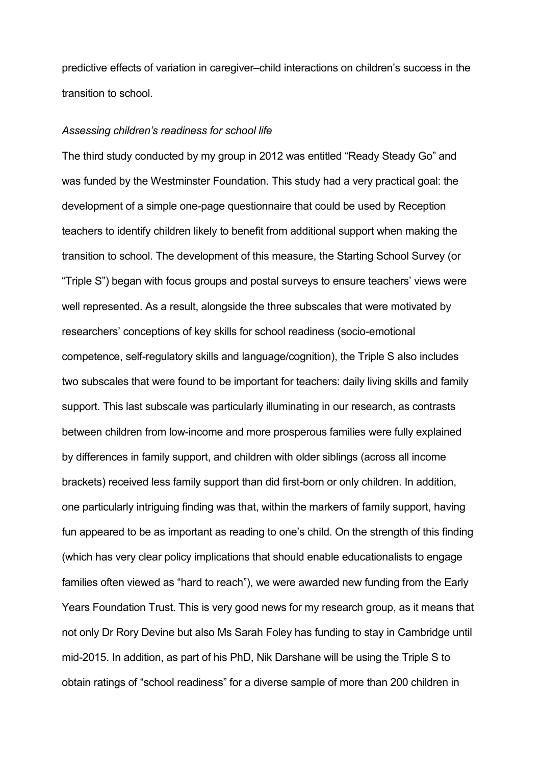predictive effects of variation in caregiver–child interactions on children's success in the transition to school.

*Assessing children's readiness for school life*

The third study conducted by my group in 2012 was entitled "Ready Steady Go" and was funded by the Westminster Foundation. This study had a very practical goal: the development of a simple one-page questionnaire that could be used by Reception teachers to identify children likely to benefit from additional support when making the transition to school. The development of this measure, the Starting School Survey (or "Triple S") began with focus groups and postal surveys to ensure teachers' views were well represented. As a result, alongside the three subscales that were motivated by researchers' conceptions of key skills for school readiness (socio-emotional competence, self-regulatory skills and language/cognition), the Triple S also includes two subscales that were found to be important for teachers: daily living skills and family support. This last subscale was particularly illuminating in our research, as contrasts between children from low-income and more prosperous families were fully explained by differences in family support, and children with older siblings (across all income brackets) received less family support than did first-born or only children. In addition, one particularly intriguing finding was that, within the markers of family support, having fun appeared to be as important as reading to one's child. On the strength of this finding (which has very clear policy implications that should enable educationalists to engage families often viewed as "hard to reach"), we were awarded new funding from the Early Years Foundation Trust. This is very good news for my research group, as it means that not only Dr Rory Devine but also Ms Sarah Foley has funding to stay in Cambridge until mid-2015. In addition, as part of his PhD, Nik Darshane will be using the Triple S to obtain ratings of "school readiness" for a diverse sample of more than 200 children in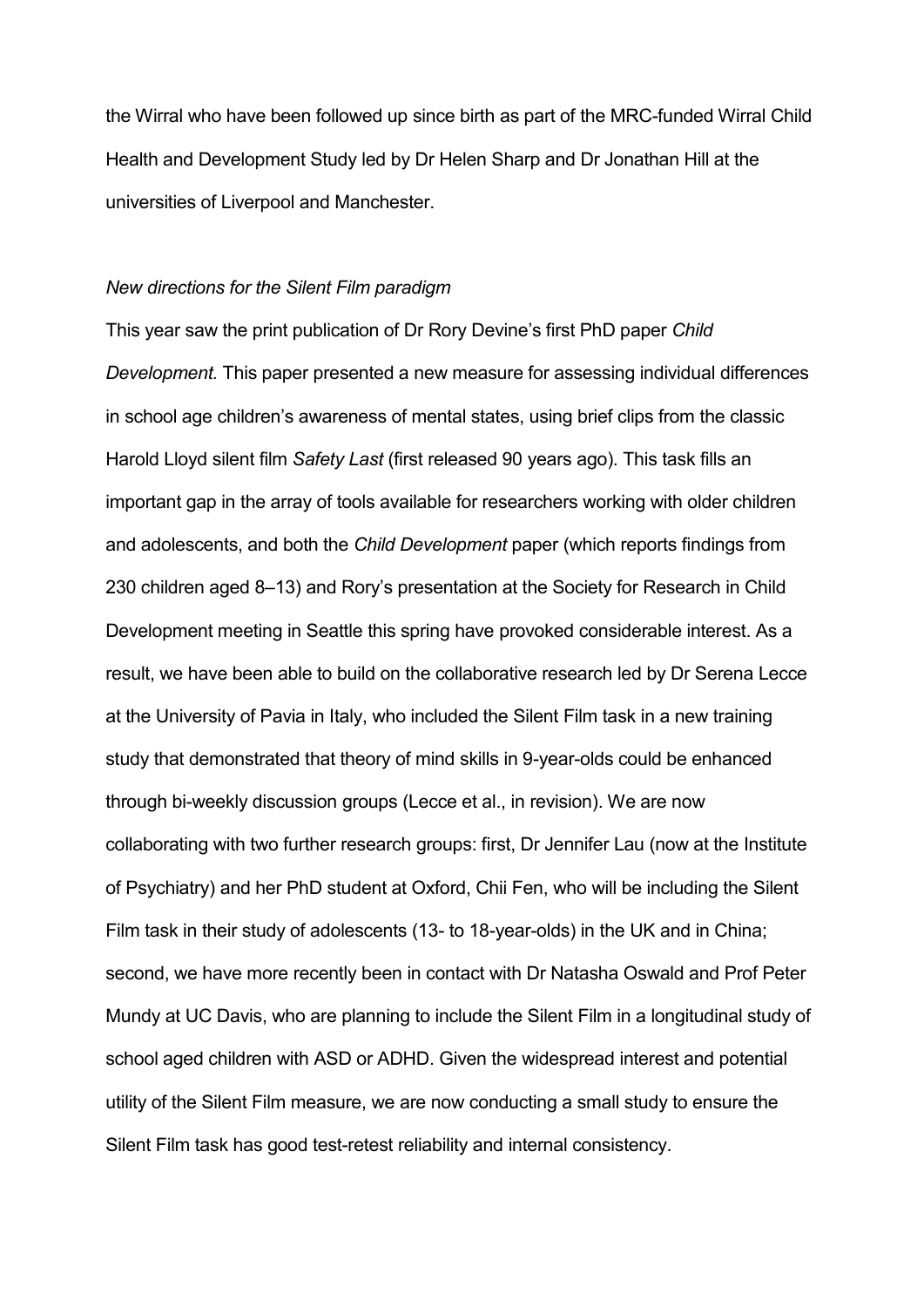the Wirral who have been followed up since birth as part of the MRC-funded Wirral Child Health and Development Study led by Dr Helen Sharp and Dr Jonathan Hill at the universities of Liverpool and Manchester.

*New directions for the Silent Film paradigm*

This year saw the print publication of Dr Rory Devine's first PhD paper *Child Development.* This paper presented a new measure for assessing individual differences in school age children's awareness of mental states, using brief clips from the classic Harold Lloyd silent film *Safety Last* (first released 90 years ago). This task fills an important gap in the array of tools available for researchers working with older children and adolescents, and both the *Child Development* paper (which reports findings from 230 children aged 8–13) and Rory's presentation at the Society for Research in Child Development meeting in Seattle this spring have provoked considerable interest. As a result, we have been able to build on the collaborative research led by Dr Serena Lecce at the University of Pavia in Italy, who included the Silent Film task in a new training study that demonstrated that theory of mind skills in 9-year-olds could be enhanced through bi-weekly discussion groups (Lecce et al., in revision). We are now collaborating with two further research groups: first, Dr Jennifer Lau (now at the Institute of Psychiatry) and her PhD student at Oxford, Chii Fen, who will be including the Silent Film task in their study of adolescents (13- to 18-year-olds) in the UK and in China; second, we have more recently been in contact with Dr Natasha Oswald and Prof Peter Mundy at UC Davis, who are planning to include the Silent Film in a longitudinal study of school aged children with ASD or ADHD. Given the widespread interest and potential utility of the Silent Film measure, we are now conducting a small study to ensure the Silent Film task has good test-retest reliability and internal consistency.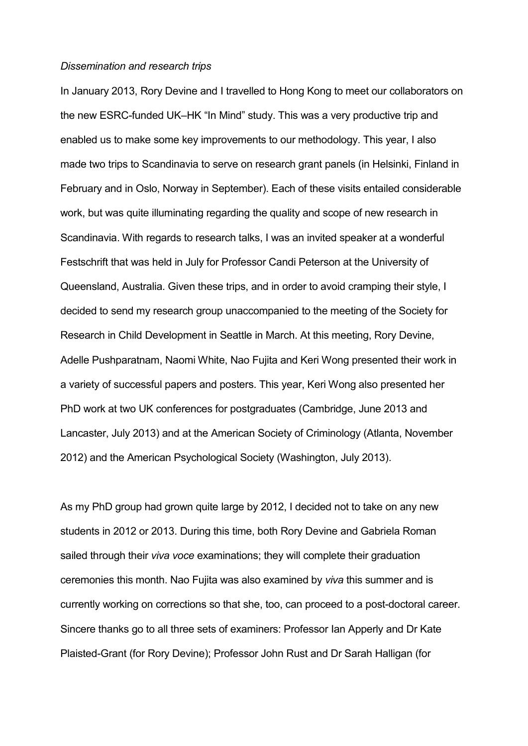*Dissemination and research trips*

In January 2013, Rory Devine and I travelled to Hong Kong to meet our collaborators on the new ESRC-funded UK–HK "In Mind" study. This was a very productive trip and enabled us to make some key improvements to our methodology. This year, I also made two trips to Scandinavia to serve on research grant panels (in Helsinki, Finland in February and in Oslo, Norway in September). Each of these visits entailed considerable work, but was quite illuminating regarding the quality and scope of new research in Scandinavia. With regards to research talks, I was an invited speaker at a wonderful Festschrift that was held in July for Professor Candi Peterson at the University of Queensland, Australia. Given these trips, and in order to avoid cramping their style, I decided to send my research group unaccompanied to the meeting of the Society for Research in Child Development in Seattle in March. At this meeting, Rory Devine, Adelle Pushparatnam, Naomi White, Nao Fujita and Keri Wong presented their work in a variety of successful papers and posters. This year, Keri Wong also presented her PhD work at two UK conferences for postgraduates (Cambridge, June 2013 and Lancaster, July 2013) and at the American Society of Criminology (Atlanta, November 2012) and the American Psychological Society (Washington, July 2013).

As my PhD group had grown quite large by 2012, I decided not to take on any new students in 2012 or 2013. During this time, both Rory Devine and Gabriela Roman sailed through their *viva voce* examinations; they will complete their graduation ceremonies this month. Nao Fujita was also examined by *viva* this summer and is currently working on corrections so that she, too, can proceed to a post-doctoral career. Sincere thanks go to all three sets of examiners: Professor Ian Apperly and Dr Kate Plaisted-Grant (for Rory Devine); Professor John Rust and Dr Sarah Halligan (for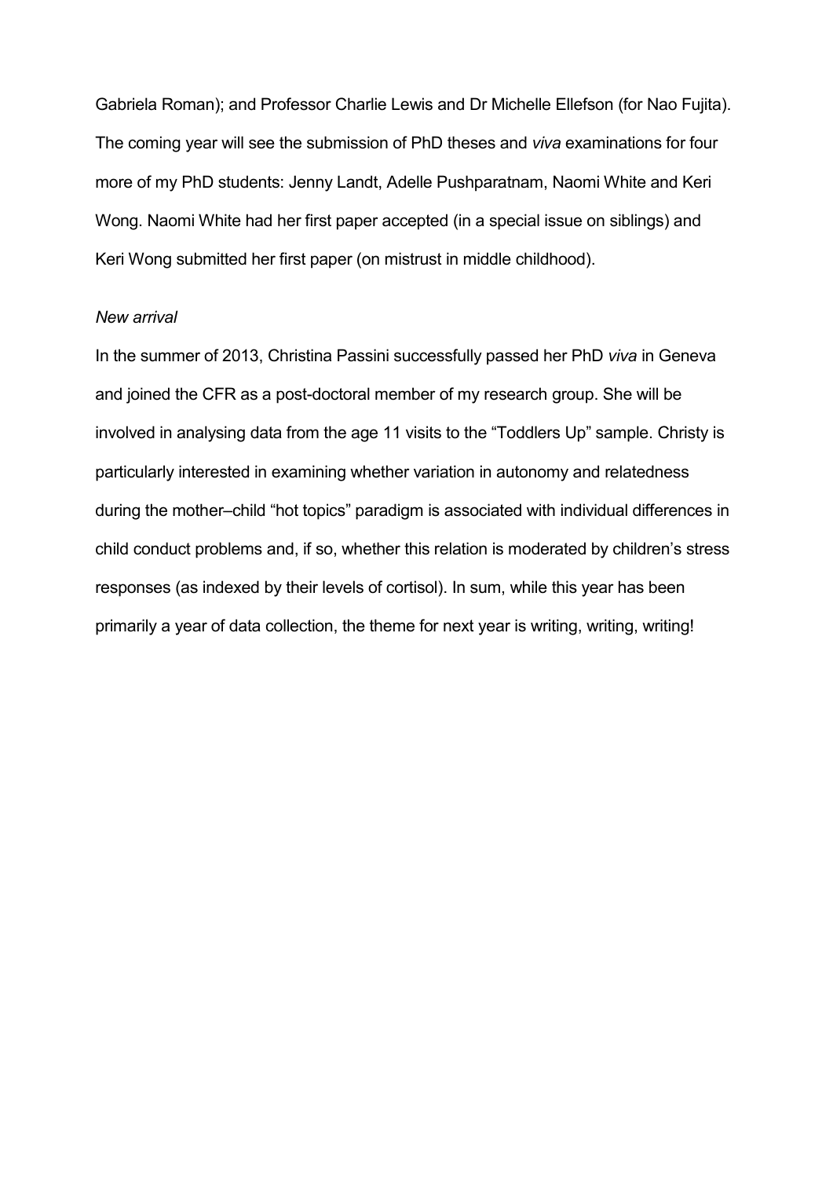Gabriela Roman); and Professor Charlie Lewis and Dr Michelle Ellefson (for Nao Fujita). The coming year will see the submission of PhD theses and *viva* examinations for four more of my PhD students: Jenny Landt, Adelle Pushparatnam, Naomi White and Keri Wong. Naomi White had her first paper accepted (in a special issue on siblings) and Keri Wong submitted her first paper (on mistrust in middle childhood).

*New arrival*

In the summer of 2013, Christina Passini successfully passed her PhD *viva* in Geneva and joined the CFR as a post-doctoral member of my research group. She will be involved in analysing data from the age 11 visits to the "Toddlers Up" sample. Christy is particularly interested in examining whether variation in autonomy and relatedness during the mother–child "hot topics" paradigm is associated with individual differences in child conduct problems and, if so, whether this relation is moderated by children's stress responses (as indexed by their levels of cortisol). In sum, while this year has been primarily a year of data collection, the theme for next year is writing, writing, writing!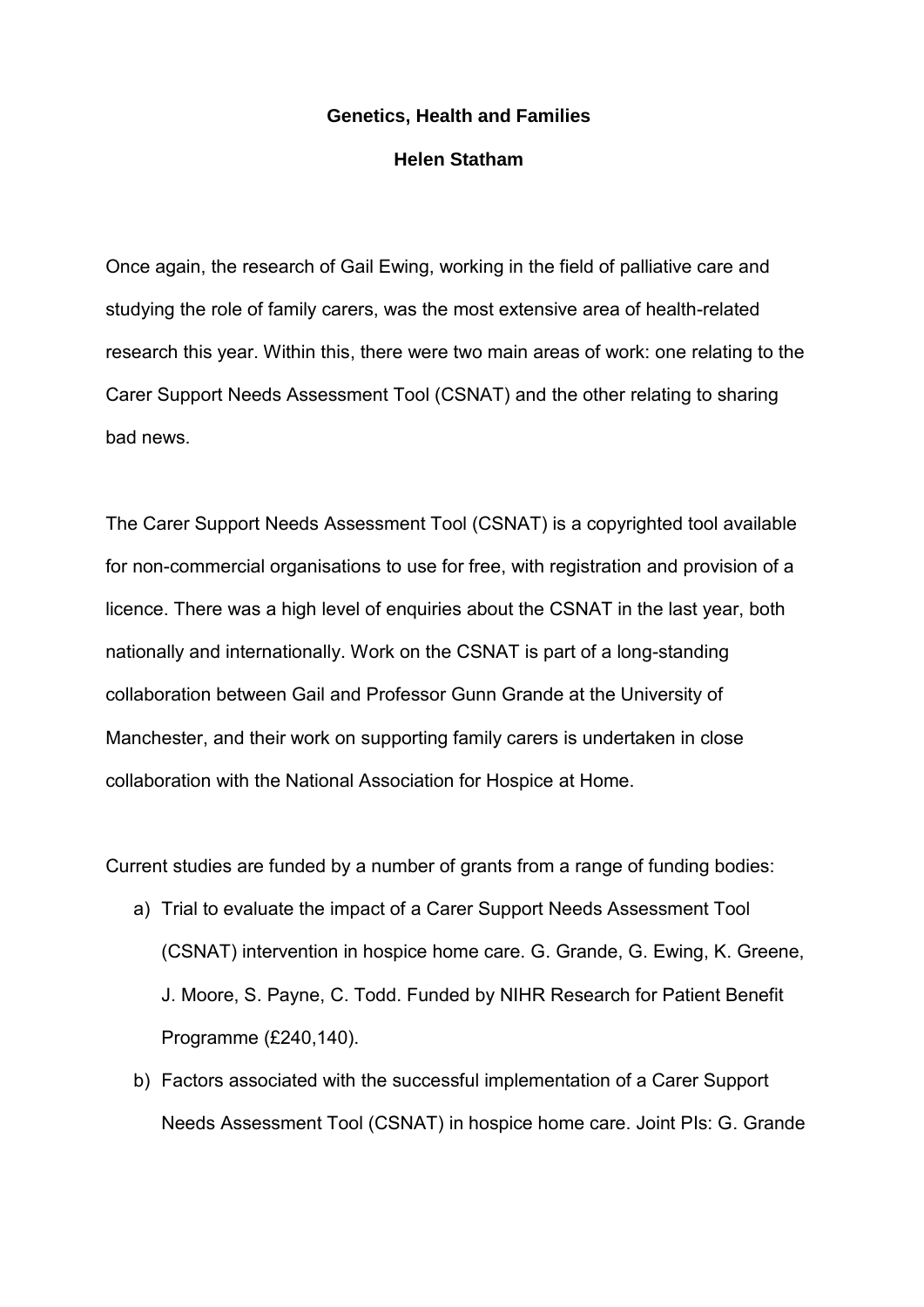## Genetics, Health and Families

### Helen Statham

Once again, the research of Gail Ewing, working in the field of palliative care and studying the role of family carers, was the most extensive area of health-related research this year. Within this, there were two main areas of work: one relating to the Carer Support Needs Assessment Tool (CSNAT) and the other relating to sharing bad news.

The Carer Support Needs Assessment Tool (CSNAT) is a copyrighted tool available for non-commercial organisations to use for free, with registration and provision of a licence. There was a high level of enquiries about the CSNAT in the last year, both nationally and internationally. Work on the CSNAT is part of a long-standing collaboration between Gail and Professor Gunn Grande at the University of Manchester, and their work on supporting family carers is undertaken in close collaboration with the National Association for Hospice at Home.

Current studies are funded by a number of grants from a range of funding bodies:

a) Trial to evaluate the impact of a Carer Support Needs Assessment Tool (CSNAT) intervention in hospice home care. G. Grande, G. Ewing, K. Greene, J. Moore, S. Payne, C. Todd. Funded by NIHR Research for Patient Benefit Programme (£240,140).

b) Factors associated with the successful implementation of a Carer Support Needs Assessment Tool (CSNAT) in hospice home care. Joint PIs: G. Grande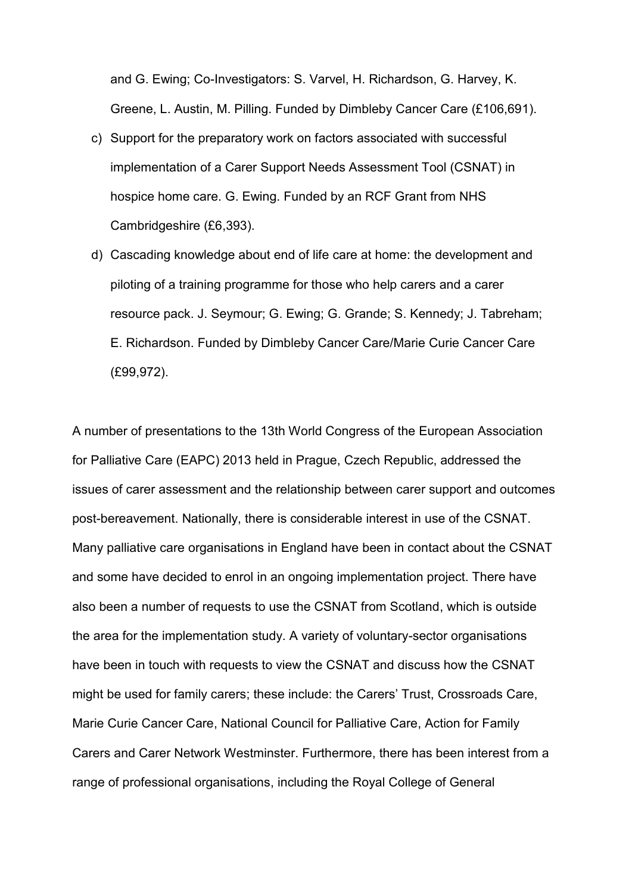and G. Ewing; Co-Investigators: S. Varvel, H. Richardson, G. Harvey, K. Greene, L. Austin, M. Pilling. Funded by Dimbleby Cancer Care (£106,691).

c) Support for the preparatory work on factors associated with successful implementation of a Carer Support Needs Assessment Tool (CSNAT) in hospice home care. G. Ewing. Funded by an RCF Grant from NHS Cambridgeshire (£6,393).

d) Cascading knowledge about end of life care at home: the development and piloting of a training programme for those who help carers and a carer resource pack. J. Seymour; G. Ewing; G. Grande; S. Kennedy; J. Tabreham; E. Richardson. Funded by Dimbleby Cancer Care/Marie Curie Cancer Care (£99,972).

A number of presentations to the 13th World Congress of the European Association for Palliative Care (EAPC) 2013 held in Prague, Czech Republic, addressed the issues of carer assessment and the relationship between carer support and outcomes post-bereavement. Nationally, there is considerable interest in use of the CSNAT. Many palliative care organisations in England have been in contact about the CSNAT and some have decided to enrol in an ongoing implementation project. There have also been a number of requests to use the CSNAT from Scotland, which is outside the area for the implementation study. A variety of voluntary-sector organisations have been in touch with requests to view the CSNAT and discuss how the CSNAT might be used for family carers; these include: the Carers' Trust, Crossroads Care, Marie Curie Cancer Care, National Council for Palliative Care, Action for Family Carers and Carer Network Westminster. Furthermore, there has been interest from a range of professional organisations, including the Royal College of General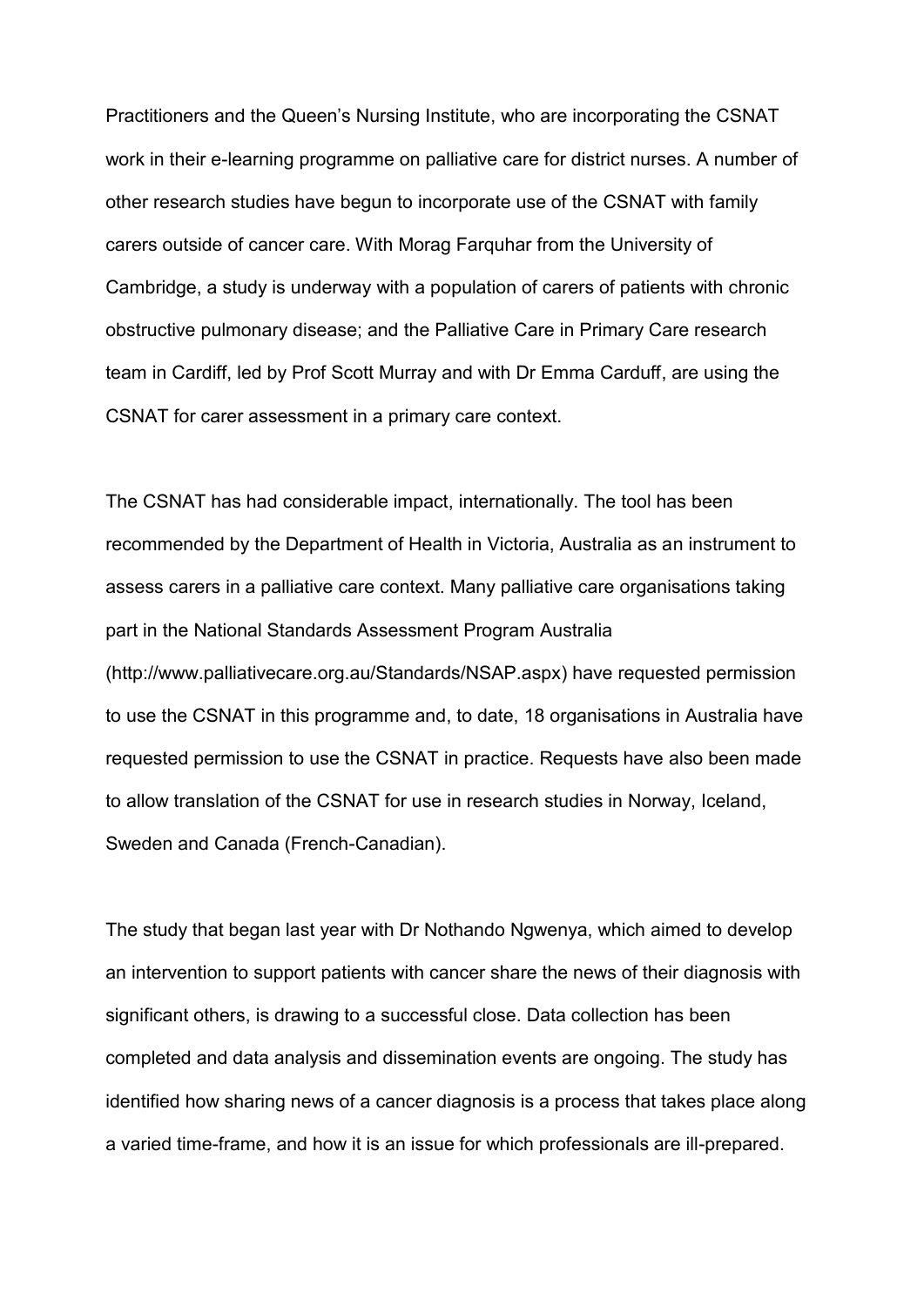Practitioners and the Queen's Nursing Institute, who are incorporating the CSNAT work in their e-learning programme on palliative care for district nurses. A number of other research studies have begun to incorporate use of the CSNAT with family carers outside of cancer care. With Morag Farquhar from the University of Cambridge, a study is underway with a population of carers of patients with chronic obstructive pulmonary disease; and the Palliative Care in Primary Care research team in Cardiff, led by Prof Scott Murray and with Dr Emma Carduff, are using the CSNAT for carer assessment in a primary care context.

The CSNAT has had considerable impact, internationally. The tool has been recommended by the Department of Health in Victoria, Australia as an instrument to assess carers in a palliative care context. Many palliative care organisations taking part in the National Standards Assessment Program Australia (http://www.palliativecare.org.au/Standards/NSAP.aspx) have requested permission to use the CSNAT in this programme and, to date, 18 organisations in Australia have requested permission to use the CSNAT in practice. Requests have also been made to allow translation of the CSNAT for use in research studies in Norway, Iceland, Sweden and Canada (French-Canadian).

The study that began last year with Dr Nothando Ngwenya, which aimed to develop an intervention to support patients with cancer share the news of their diagnosis with significant others, is drawing to a successful close. Data collection has been completed and data analysis and dissemination events are ongoing. The study has identified how sharing news of a cancer diagnosis is a process that takes place along a varied time-frame, and how it is an issue for which professionals are ill-prepared.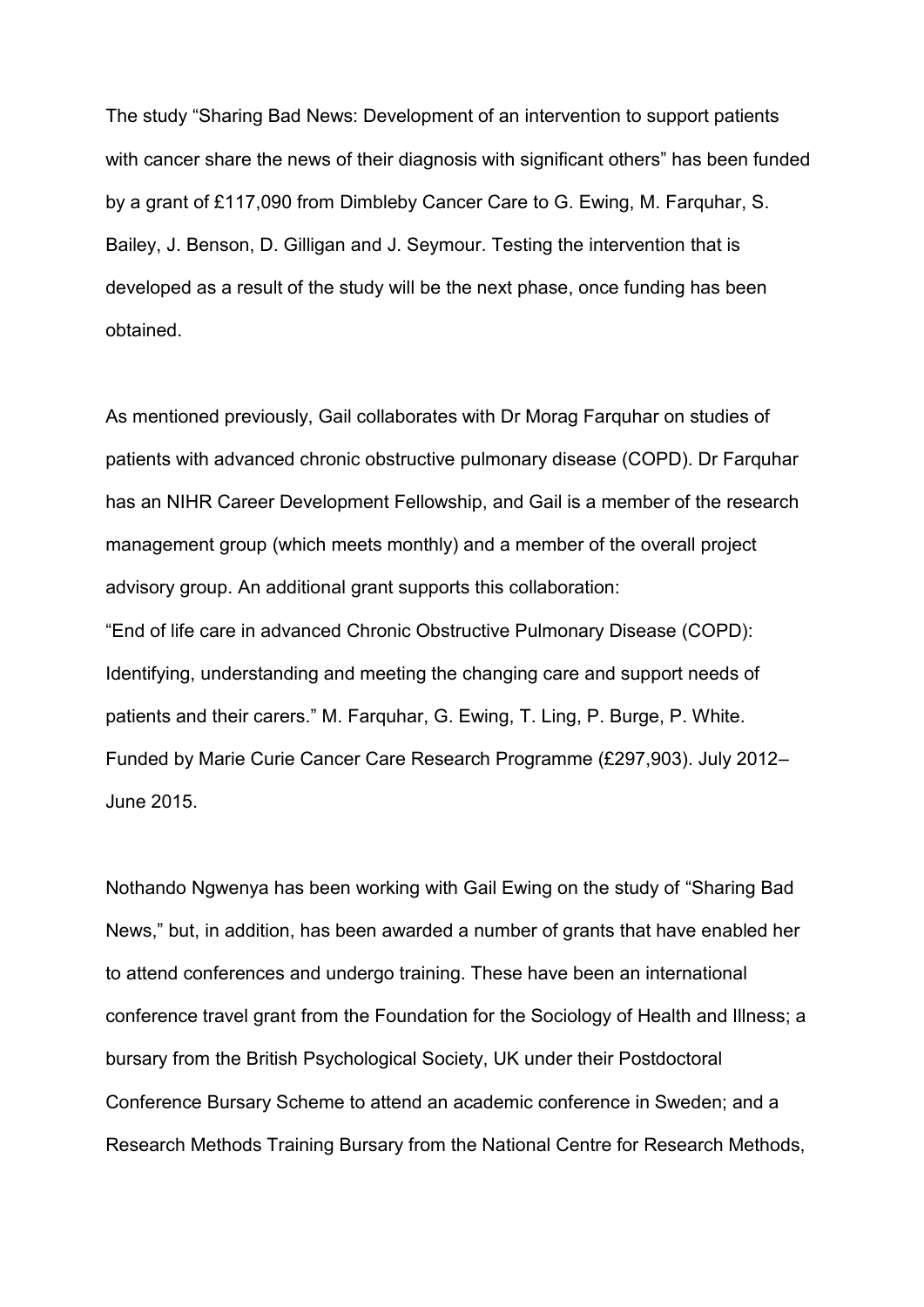The study "Sharing Bad News: Development of an intervention to support patients with cancer share the news of their diagnosis with significant others" has been funded by a grant of £117,090 from Dimbleby Cancer Care to G. Ewing, M. Farquhar, S. Bailey, J. Benson, D. Gilligan and J. Seymour. Testing the intervention that is developed as a result of the study will be the next phase, once funding has been obtained.

As mentioned previously, Gail collaborates with Dr Morag Farquhar on studies of patients with advanced chronic obstructive pulmonary disease (COPD). Dr Farquhar has an NIHR Career Development Fellowship, and Gail is a member of the research management group (which meets monthly) and a member of the overall project advisory group. An additional grant supports this collaboration:
"End of life care in advanced Chronic Obstructive Pulmonary Disease (COPD): Identifying, understanding and meeting the changing care and support needs of patients and their carers." M. Farquhar, G. Ewing, T. Ling, P. Burge, P. White. Funded by Marie Curie Cancer Care Research Programme (£297,903). July 2012–June 2015.

Nothando Ngwenya has been working with Gail Ewing on the study of "Sharing Bad News," but, in addition, has been awarded a number of grants that have enabled her to attend conferences and undergo training. These have been an international conference travel grant from the Foundation for the Sociology of Health and Illness; a bursary from the British Psychological Society, UK under their Postdoctoral Conference Bursary Scheme to attend an academic conference in Sweden; and a Research Methods Training Bursary from the National Centre for Research Methods,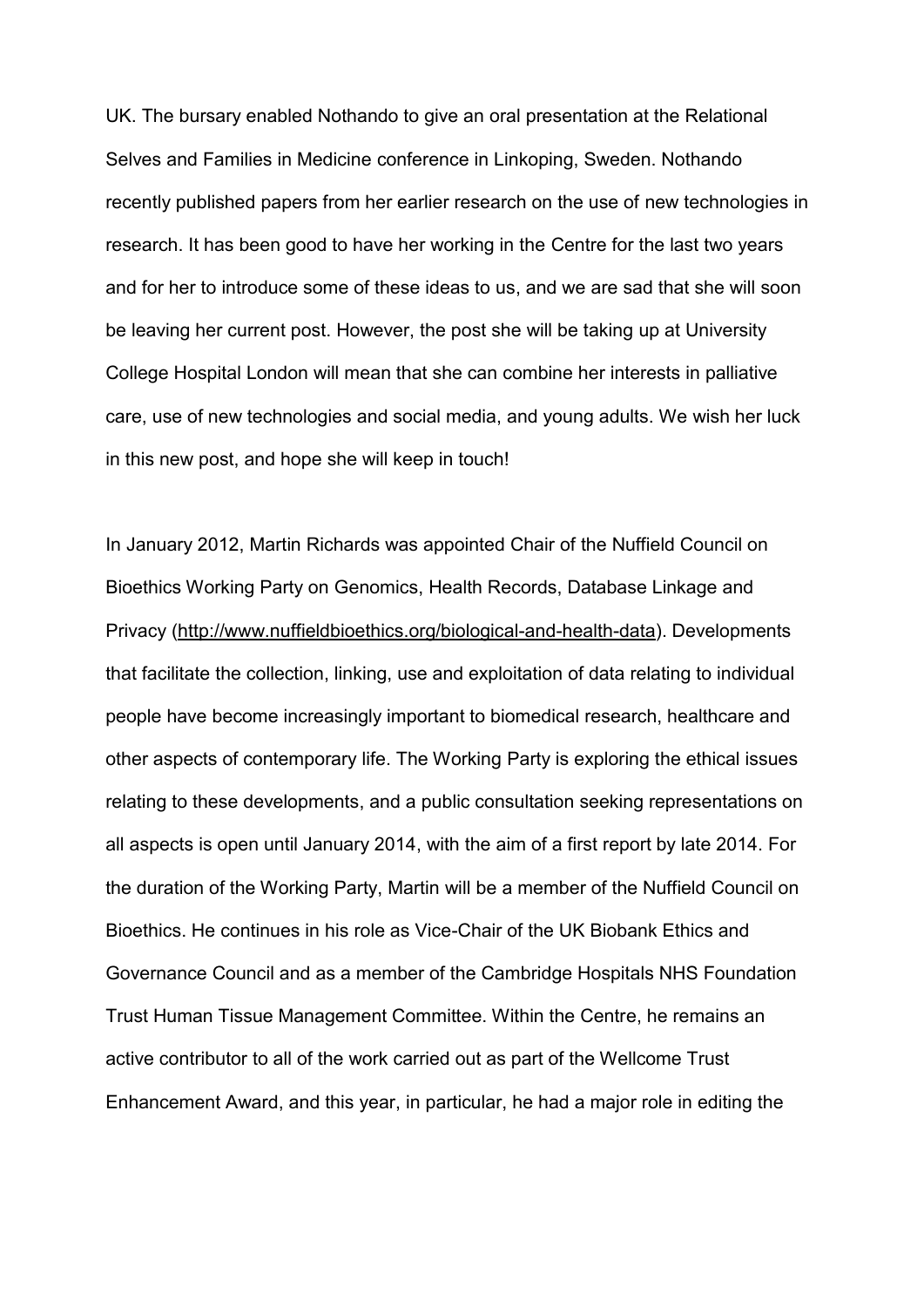UK. The bursary enabled Nothando to give an oral presentation at the Relational Selves and Families in Medicine conference in Linkoping, Sweden. Nothando recently published papers from her earlier research on the use of new technologies in research. It has been good to have her working in the Centre for the last two years and for her to introduce some of these ideas to us, and we are sad that she will soon be leaving her current post. However, the post she will be taking up at University College Hospital London will mean that she can combine her interests in palliative care, use of new technologies and social media, and young adults. We wish her luck in this new post, and hope she will keep in touch!

In January 2012, Martin Richards was appointed Chair of the Nuffield Council on Bioethics Working Party on Genomics, Health Records, Database Linkage and Privacy (http://www.nuffieldbioethics.org/biological-and-health-data). Developments that facilitate the collection, linking, use and exploitation of data relating to individual people have become increasingly important to biomedical research, healthcare and other aspects of contemporary life. The Working Party is exploring the ethical issues relating to these developments, and a public consultation seeking representations on all aspects is open until January 2014, with the aim of a first report by late 2014. For the duration of the Working Party, Martin will be a member of the Nuffield Council on Bioethics. He continues in his role as Vice-Chair of the UK Biobank Ethics and Governance Council and as a member of the Cambridge Hospitals NHS Foundation Trust Human Tissue Management Committee. Within the Centre, he remains an active contributor to all of the work carried out as part of the Wellcome Trust Enhancement Award, and this year, in particular, he had a major role in editing the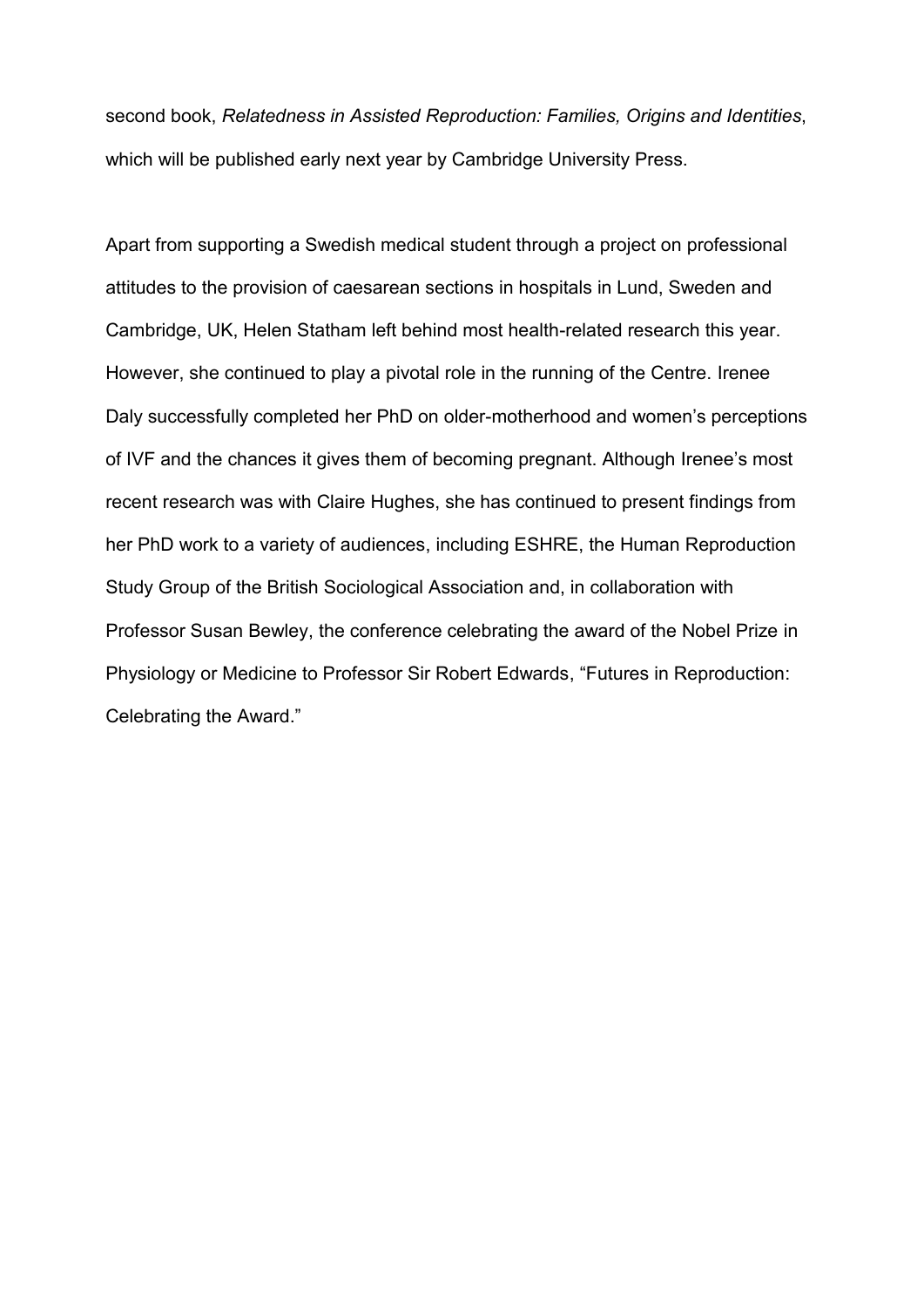second book, *Relatedness in Assisted Reproduction: Families, Origins and Identities*, which will be published early next year by Cambridge University Press.

Apart from supporting a Swedish medical student through a project on professional attitudes to the provision of caesarean sections in hospitals in Lund, Sweden and Cambridge, UK, Helen Statham left behind most health-related research this year. However, she continued to play a pivotal role in the running of the Centre. Irenee Daly successfully completed her PhD on older-motherhood and women's perceptions of IVF and the chances it gives them of becoming pregnant. Although Irenee's most recent research was with Claire Hughes, she has continued to present findings from her PhD work to a variety of audiences, including ESHRE, the Human Reproduction Study Group of the British Sociological Association and, in collaboration with Professor Susan Bewley, the conference celebrating the award of the Nobel Prize in Physiology or Medicine to Professor Sir Robert Edwards, "Futures in Reproduction: Celebrating the Award."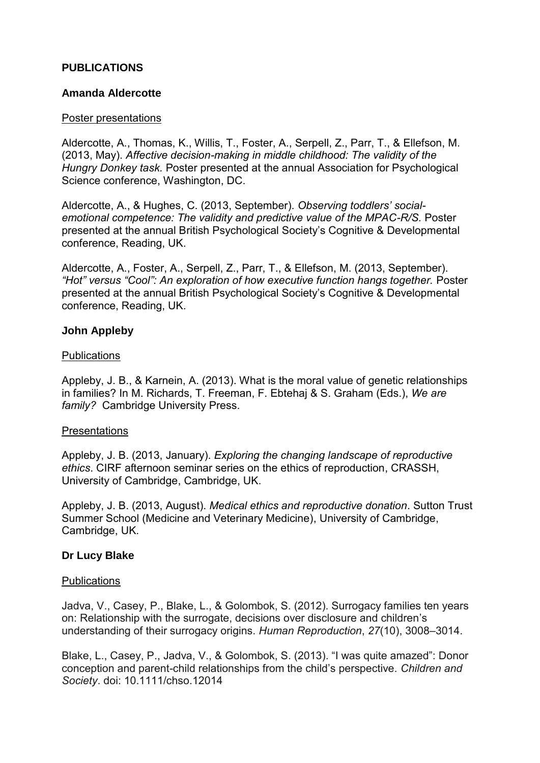**PUBLICATIONS**

**Amanda Aldercotte**

Poster presentations

Aldercotte, A., Thomas, K., Willis, T., Foster, A., Serpell, Z., Parr, T., & Ellefson, M. (2013, May). *Affective decision-making in middle childhood: The validity of the Hungry Donkey task.* Poster presented at the annual Association for Psychological Science conference, Washington, DC.

Aldercotte, A., & Hughes, C. (2013, September). *Observing toddlers' social-emotional competence: The validity and predictive value of the MPAC-R/S.* Poster presented at the annual British Psychological Society's Cognitive & Developmental conference, Reading, UK.

Aldercotte, A., Foster, A., Serpell, Z., Parr, T., & Ellefson, M. (2013, September). *"Hot" versus "Cool": An exploration of how executive function hangs together.* Poster presented at the annual British Psychological Society's Cognitive & Developmental conference, Reading, UK.

**John Appleby**

Publications

Appleby, J. B., & Karnein, A. (2013). What is the moral value of genetic relationships in families? In M. Richards, T. Freeman, F. Ebtehaj & S. Graham (Eds.), *We are family?* Cambridge University Press.

Presentations

Appleby, J. B. (2013, January). *Exploring the changing landscape of reproductive ethics*. CIRF afternoon seminar series on the ethics of reproduction, CRASSH, University of Cambridge, Cambridge, UK.

Appleby, J. B. (2013, August). *Medical ethics and reproductive donation*. Sutton Trust Summer School (Medicine and Veterinary Medicine), University of Cambridge, Cambridge, UK.

**Dr Lucy Blake**

Publications

Jadva, V., Casey, P., Blake, L., & Golombok, S. (2012). Surrogacy families ten years on: Relationship with the surrogate, decisions over disclosure and children's understanding of their surrogacy origins. *Human Reproduction*, *27*(10), 3008–3014.

Blake, L., Casey, P., Jadva, V., & Golombok, S. (2013). "I was quite amazed": Donor conception and parent-child relationships from the child's perspective. *Children and Society*. doi: 10.1111/chso.12014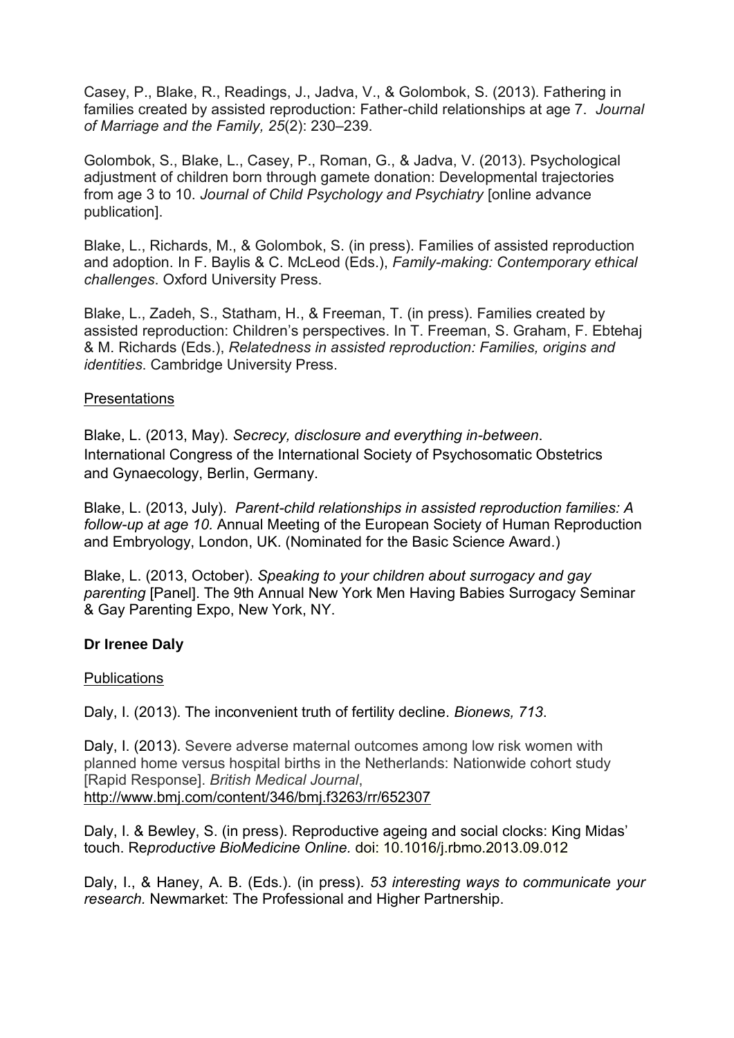Casey, P., Blake, R., Readings, J., Jadva, V., & Golombok, S. (2013). Fathering in families created by assisted reproduction: Father-child relationships at age 7. *Journal of Marriage and the Family, 25*(2): 230–239.

Golombok, S., Blake, L., Casey, P., Roman, G., & Jadva, V. (2013). Psychological adjustment of children born through gamete donation: Developmental trajectories from age 3 to 10. *Journal of Child Psychology and Psychiatry* [online advance publication].

Blake, L., Richards, M., & Golombok, S. (in press). Families of assisted reproduction and adoption. In F. Baylis & C. McLeod (Eds.), *Family-making: Contemporary ethical challenges*. Oxford University Press.

Blake, L., Zadeh, S., Statham, H., & Freeman, T. (in press). Families created by assisted reproduction: Children's perspectives. In T. Freeman, S. Graham, F. Ebtehaj & M. Richards (Eds.), *Relatedness in assisted reproduction: Families, origins and identities*. Cambridge University Press.

Presentations

Blake, L. (2013, May). *Secrecy, disclosure and everything in-between*. International Congress of the International Society of Psychosomatic Obstetrics and Gynaecology, Berlin, Germany.

Blake, L. (2013, July). *Parent-child relationships in assisted reproduction families: A follow-up at age 10.* Annual Meeting of the European Society of Human Reproduction and Embryology, London, UK. (Nominated for the Basic Science Award.)

Blake, L. (2013, October). *Speaking to your children about surrogacy and gay parenting* [Panel]. The 9th Annual New York Men Having Babies Surrogacy Seminar & Gay Parenting Expo, New York, NY.

**Dr Irenee Daly**

Publications

Daly, I. (2013). The inconvenient truth of fertility decline. *Bionews, 713.*

Daly, I. (2013). Severe adverse maternal outcomes among low risk women with planned home versus hospital births in the Netherlands: Nationwide cohort study [Rapid Response]. *British Medical Journal*, http://www.bmj.com/content/346/bmj.f3263/rr/652307

Daly, I. & Bewley, S. (in press). Reproductive ageing and social clocks: King Midas' touch. Re*productive BioMedicine Online.* doi: 10.1016/j.rbmo.2013.09.012

Daly, I., & Haney, A. B. (Eds.). (in press). *53 interesting ways to communicate your research*. Newmarket: The Professional and Higher Partnership.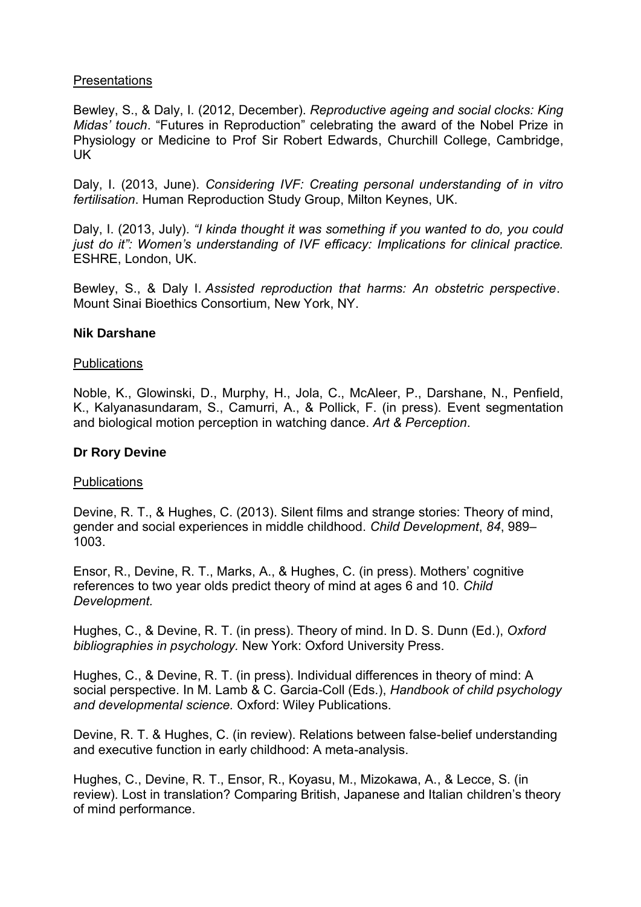Presentations

Bewley, S., & Daly, I. (2012, December). *Reproductive ageing and social clocks: King Midas' touch*. "Futures in Reproduction" celebrating the award of the Nobel Prize in Physiology or Medicine to Prof Sir Robert Edwards, Churchill College, Cambridge, UK

Daly, I. (2013, June). *Considering IVF: Creating personal understanding of in vitro fertilisation*. Human Reproduction Study Group, Milton Keynes, UK.

Daly, I. (2013, July). *"I kinda thought it was something if you wanted to do, you could just do it": Women's understanding of IVF efficacy: Implications for clinical practice.* ESHRE, London, UK.

Bewley, S., & Daly I. *Assisted reproduction that harms: An obstetric perspective*. Mount Sinai Bioethics Consortium, New York, NY.

**Nik Darshane**

Publications

Noble, K., Glowinski, D., Murphy, H., Jola, C., McAleer, P., Darshane, N., Penfield, K., Kalyanasundaram, S., Camurri, A., & Pollick, F. (in press). Event segmentation and biological motion perception in watching dance. *Art & Perception*.

**Dr Rory Devine**

Publications

Devine, R. T., & Hughes, C. (2013). Silent films and strange stories: Theory of mind, gender and social experiences in middle childhood. *Child Development*, *84*, 989–1003.

Ensor, R., Devine, R. T., Marks, A., & Hughes, C. (in press). Mothers' cognitive references to two year olds predict theory of mind at ages 6 and 10. *Child Development.*

Hughes, C., & Devine, R. T. (in press). Theory of mind. In D. S. Dunn (Ed.), *Oxford bibliographies in psychology.* New York: Oxford University Press.

Hughes, C., & Devine, R. T. (in press). Individual differences in theory of mind: A social perspective. In M. Lamb & C. Garcia-Coll (Eds.), *Handbook of child psychology and developmental science.* Oxford: Wiley Publications.

Devine, R. T. & Hughes, C. (in review). Relations between false-belief understanding and executive function in early childhood: A meta-analysis.

Hughes, C., Devine, R. T., Ensor, R., Koyasu, M., Mizokawa, A., & Lecce, S. (in review). Lost in translation? Comparing British, Japanese and Italian children's theory of mind performance.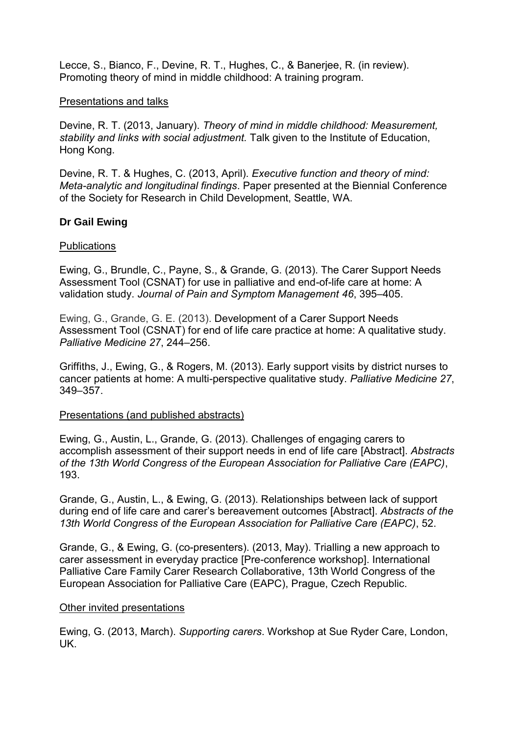Lecce, S., Bianco, F., Devine, R. T., Hughes, C., & Banerjee, R. (in review). Promoting theory of mind in middle childhood: A training program.

Presentations and talks

Devine, R. T. (2013, January). *Theory of mind in middle childhood: Measurement, stability and links with social adjustment.* Talk given to the Institute of Education, Hong Kong.

Devine, R. T. & Hughes, C. (2013, April). *Executive function and theory of mind: Meta-analytic and longitudinal findings*. Paper presented at the Biennial Conference of the Society for Research in Child Development, Seattle, WA.

**Dr Gail Ewing**

Publications

Ewing, G., Brundle, C., Payne, S., & Grande, G. (2013). The Carer Support Needs Assessment Tool (CSNAT) for use in palliative and end-of-life care at home: A validation study. *Journal of Pain and Symptom Management 46*, 395–405.

Ewing, G., Grande, G. E. (2013). Development of a Carer Support Needs Assessment Tool (CSNAT) for end of life care practice at home: A qualitative study. *Palliative Medicine 27*, 244–256.

Griffiths, J., Ewing, G., & Rogers, M. (2013). Early support visits by district nurses to cancer patients at home: A multi-perspective qualitative study. *Palliative Medicine 27*, 349–357.

Presentations (and published abstracts)

Ewing, G., Austin, L., Grande, G. (2013). Challenges of engaging carers to accomplish assessment of their support needs in end of life care [Abstract]. *Abstracts of the 13th World Congress of the European Association for Palliative Care (EAPC)*, 193.

Grande, G., Austin, L., & Ewing, G. (2013). Relationships between lack of support during end of life care and carer's bereavement outcomes [Abstract]. *Abstracts of the 13th World Congress of the European Association for Palliative Care (EAPC)*, 52.

Grande, G., & Ewing, G. (co-presenters). (2013, May). Trialling a new approach to carer assessment in everyday practice [Pre-conference workshop]. International Palliative Care Family Carer Research Collaborative, 13th World Congress of the European Association for Palliative Care (EAPC), Prague, Czech Republic.

Other invited presentations

Ewing, G. (2013, March). *Supporting carers*. Workshop at Sue Ryder Care, London, UK.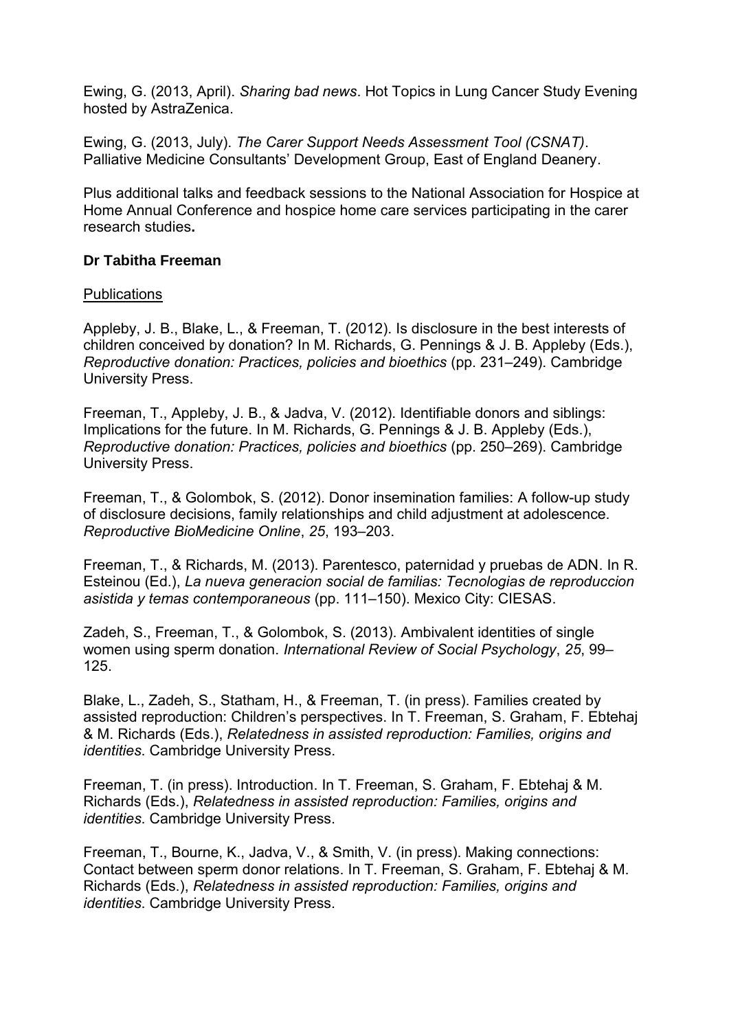Ewing, G. (2013, April). *Sharing bad news*. Hot Topics in Lung Cancer Study Evening hosted by AstraZenica.

Ewing, G. (2013, July). *The Carer Support Needs Assessment Tool (CSNAT)*. Palliative Medicine Consultants' Development Group, East of England Deanery.

Plus additional talks and feedback sessions to the National Association for Hospice at Home Annual Conference and hospice home care services participating in the carer research studies**.**

**Dr Tabitha Freeman**

Publications

Appleby, J. B., Blake, L., & Freeman, T. (2012). Is disclosure in the best interests of children conceived by donation? In M. Richards, G. Pennings & J. B. Appleby (Eds.), *Reproductive donation: Practices, policies and bioethics* (pp. 231–249). Cambridge University Press.

Freeman, T., Appleby, J. B., & Jadva, V. (2012). Identifiable donors and siblings: Implications for the future. In M. Richards, G. Pennings & J. B. Appleby (Eds.), *Reproductive donation: Practices, policies and bioethics* (pp. 250–269). Cambridge University Press.

Freeman, T., & Golombok, S. (2012). Donor insemination families: A follow-up study of disclosure decisions, family relationships and child adjustment at adolescence. *Reproductive BioMedicine Online*, *25*, 193–203.

Freeman, T., & Richards, M. (2013). Parentesco, paternidad y pruebas de DNA. In R. Esteinou (Ed.), *La nueva generacion social de familias: Tecnologias de reproduccion asistida y temas contemporaneous* (pp. 111–150). Mexico City: CIESAS.

Zadeh, S., Freeman, T., & Golombok, S. (2013). Ambivalent identities of single women using sperm donation. *International Review of Social Psychology*, *25*, 99–125.

Blake, L., Zadeh, S., Statham, H., & Freeman, T. (in press). Families created by assisted reproduction: Children's perspectives. In T. Freeman, S. Graham, F. Ebtehaj & M. Richards (Eds.), *Relatedness in assisted reproduction: Families, origins and identities.* Cambridge University Press.

Freeman, T. (in press). Introduction. In T. Freeman, S. Graham, F. Ebtehaj & M. Richards (Eds.), *Relatedness in assisted reproduction: Families, origins and identities.* Cambridge University Press.

Freeman, T., Bourne, K., Jadva, V., & Smith, V. (in press). Making connections: Contact between sperm donor relations. In T. Freeman, S. Graham, F. Ebtehaj & M. Richards (Eds.), *Relatedness in assisted reproduction: Families, origins and identities.* Cambridge University Press.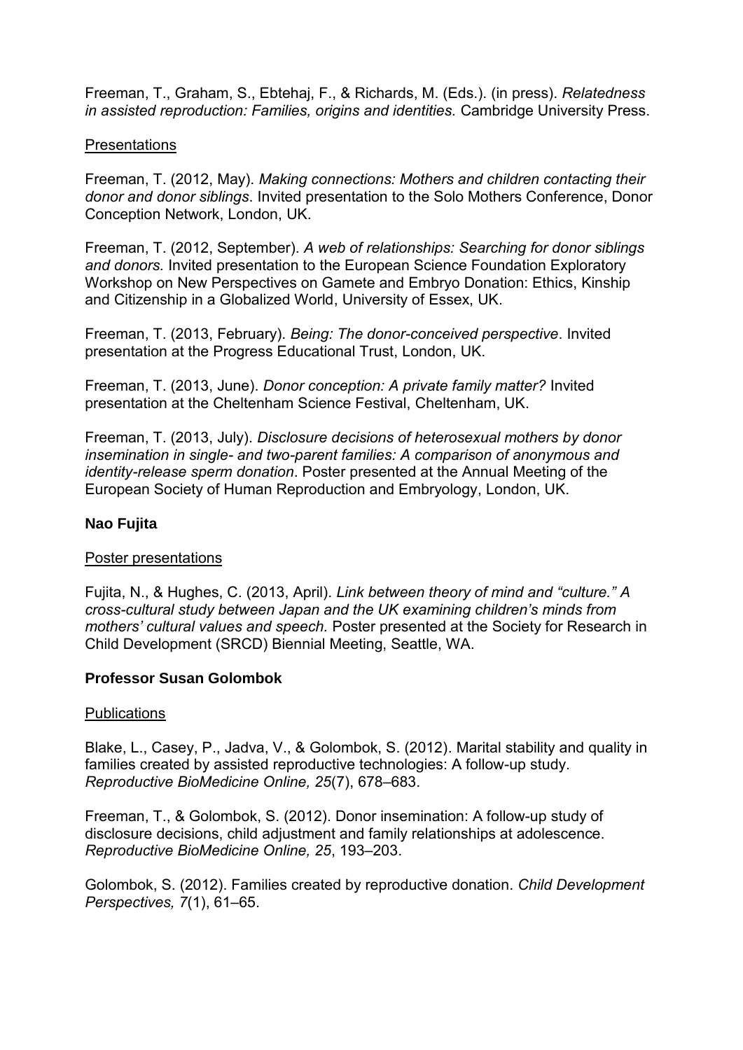Freeman, T., Graham, S., Ebtehaj, F., & Richards, M. (Eds.). (in press). *Relatedness in assisted reproduction: Families, origins and identities.* Cambridge University Press.

Presentations

Freeman, T. (2012, May). *Making connections: Mothers and children contacting their donor and donor siblings*. Invited presentation to the Solo Mothers Conference, Donor Conception Network, London, UK.

Freeman, T. (2012, September). *A web of relationships: Searching for donor siblings and donors.* Invited presentation to the European Science Foundation Exploratory Workshop on New Perspectives on Gamete and Embryo Donation: Ethics, Kinship and Citizenship in a Globalized World, University of Essex, UK.

Freeman, T. (2013, February). *Being: The donor-conceived perspective*. Invited presentation at the Progress Educational Trust, London, UK.

Freeman, T. (2013, June). *Donor conception: A private family matter?* Invited presentation at the Cheltenham Science Festival, Cheltenham, UK.

Freeman, T. (2013, July). *Disclosure decisions of heterosexual mothers by donor insemination in single- and two-parent families: A comparison of anonymous and identity-release sperm donation*. Poster presented at the Annual Meeting of the European Society of Human Reproduction and Embryology, London, UK.

**Nao Fujita**

Poster presentations

Fujita, N., & Hughes, C. (2013, April). *Link between theory of mind and "culture." A cross-cultural study between Japan and the UK examining children's minds from mothers' cultural values and speech.* Poster presented at the Society for Research in Child Development (SRCD) Biennial Meeting, Seattle, WA.

**Professor Susan Golombok**

Publications

Blake, L., Casey, P., Jadva, V., & Golombok, S. (2012). Marital stability and quality in families created by assisted reproductive technologies: A follow-up study. *Reproductive BioMedicine Online, 25*(7), 678–683.

Freeman, T., & Golombok, S. (2012). Donor insemination: A follow-up study of disclosure decisions, child adjustment and family relationships at adolescence. *Reproductive BioMedicine Online, 25*, 193–203.

Golombok, S. (2012). Families created by reproductive donation. *Child Development Perspectives, 7*(1), 61–65.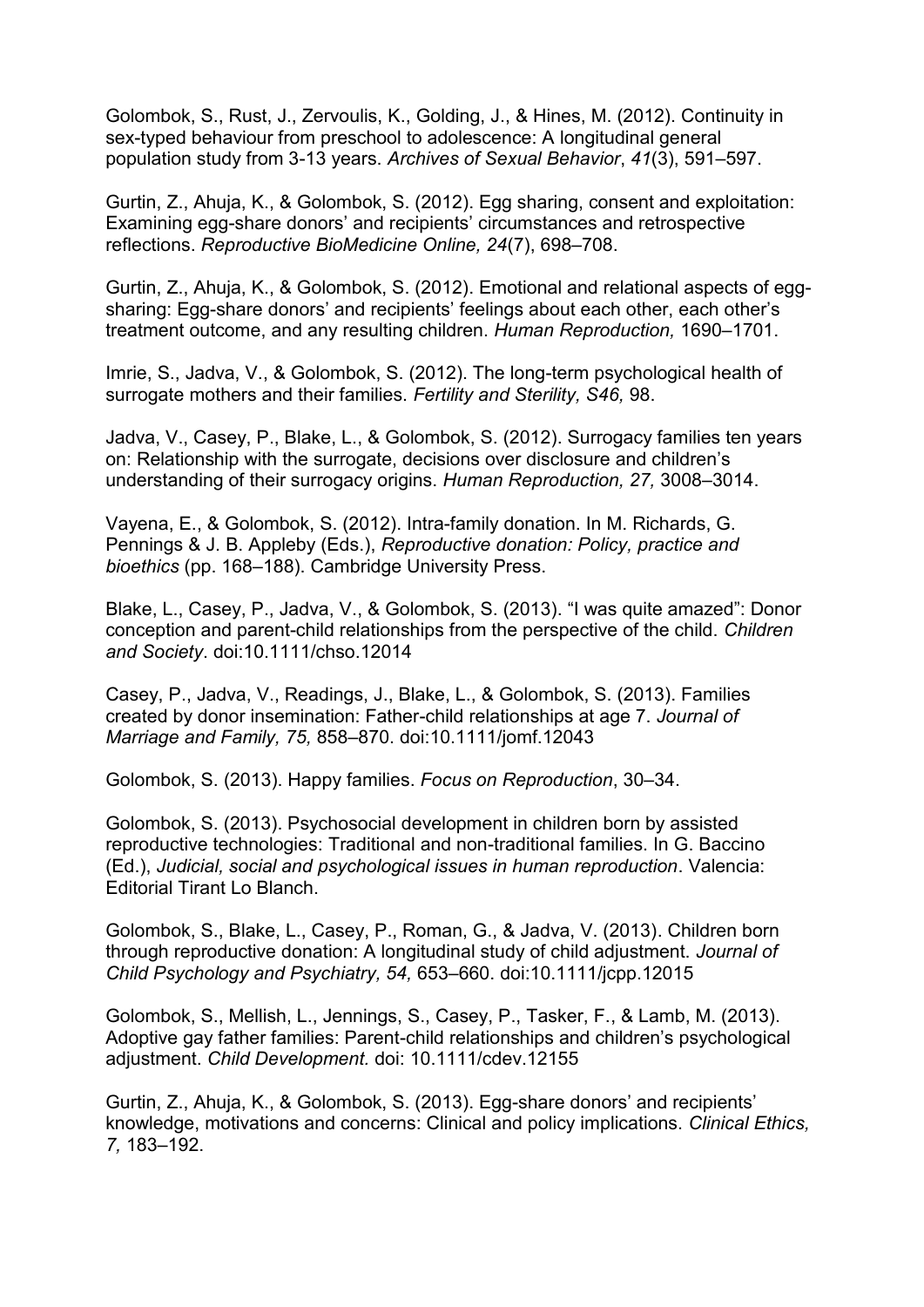Golombok, S., Rust, J., Zervoulis, K., Golding, J., & Hines, M. (2012). Continuity in sex-typed behaviour from preschool to adolescence: A longitudinal general population study from 3-13 years. *Archives of Sexual Behavior*, *41*(3), 591–597.

Gurtin, Z., Ahuja, K., & Golombok, S. (2012). Egg sharing, consent and exploitation: Examining egg-share donors' and recipients' circumstances and retrospective reflections. *Reproductive BioMedicine Online, 24*(7), 698–708.

Gurtin, Z., Ahuja, K., & Golombok, S. (2012). Emotional and relational aspects of egg-sharing: Egg-share donors' and recipients' feelings about each other, each other's treatment outcome, and any resulting children. *Human Reproduction,* 1690–1701.

Imrie, S., Jadva, V., & Golombok, S. (2012). The long-term psychological health of surrogate mothers and their families. *Fertility and Sterility, S46,* 98.

Jadva, V., Casey, P., Blake, L., & Golombok, S. (2012). Surrogacy families ten years on: Relationship with the surrogate, decisions over disclosure and children's understanding of their surrogacy origins. *Human Reproduction, 27,* 3008–3014.

Vayena, E., & Golombok, S. (2012). Intra-family donation. In M. Richards, G. Pennings & J. B. Appleby (Eds.), *Reproductive donation: Policy, practice and bioethics* (pp. 168–188). Cambridge University Press.

Blake, L., Casey, P., Jadva, V., & Golombok, S. (2013). "I was quite amazed": Donor conception and parent-child relationships from the perspective of the child. *Children and Society*. doi:10.1111/chso.12014

Casey, P., Jadva, V., Readings, J., Blake, L., & Golombok, S. (2013). Families created by donor insemination: Father-child relationships at age 7. *Journal of Marriage and Family, 75,* 858–870. doi:10.1111/jomf.12043

Golombok, S. (2013). Happy families. *Focus on Reproduction*, 30–34.

Golombok, S. (2013). Psychosocial development in children born by assisted reproductive technologies: Traditional and non-traditional families. In G. Baccino (Ed.), *Judicial, social and psychological issues in human reproduction*. Valencia: Editorial Tirant Lo Blanch.

Golombok, S., Blake, L., Casey, P., Roman, G., & Jadva, V. (2013). Children born through reproductive donation: A longitudinal study of child adjustment. *Journal of Child Psychology and Psychiatry, 54,* 653–660. doi:10.1111/jcpp.12015

Golombok, S., Mellish, L., Jennings, S., Casey, P., Tasker, F., & Lamb, M. (2013). Adoptive gay father families: Parent-child relationships and children's psychological adjustment. *Child Development.* doi: 10.1111/cdev.12155

Gurtin, Z., Ahuja, K., & Golombok, S. (2013). Egg-share donors' and recipients' knowledge, motivations and concerns: Clinical and policy implications. *Clinical Ethics, 7,* 183–192.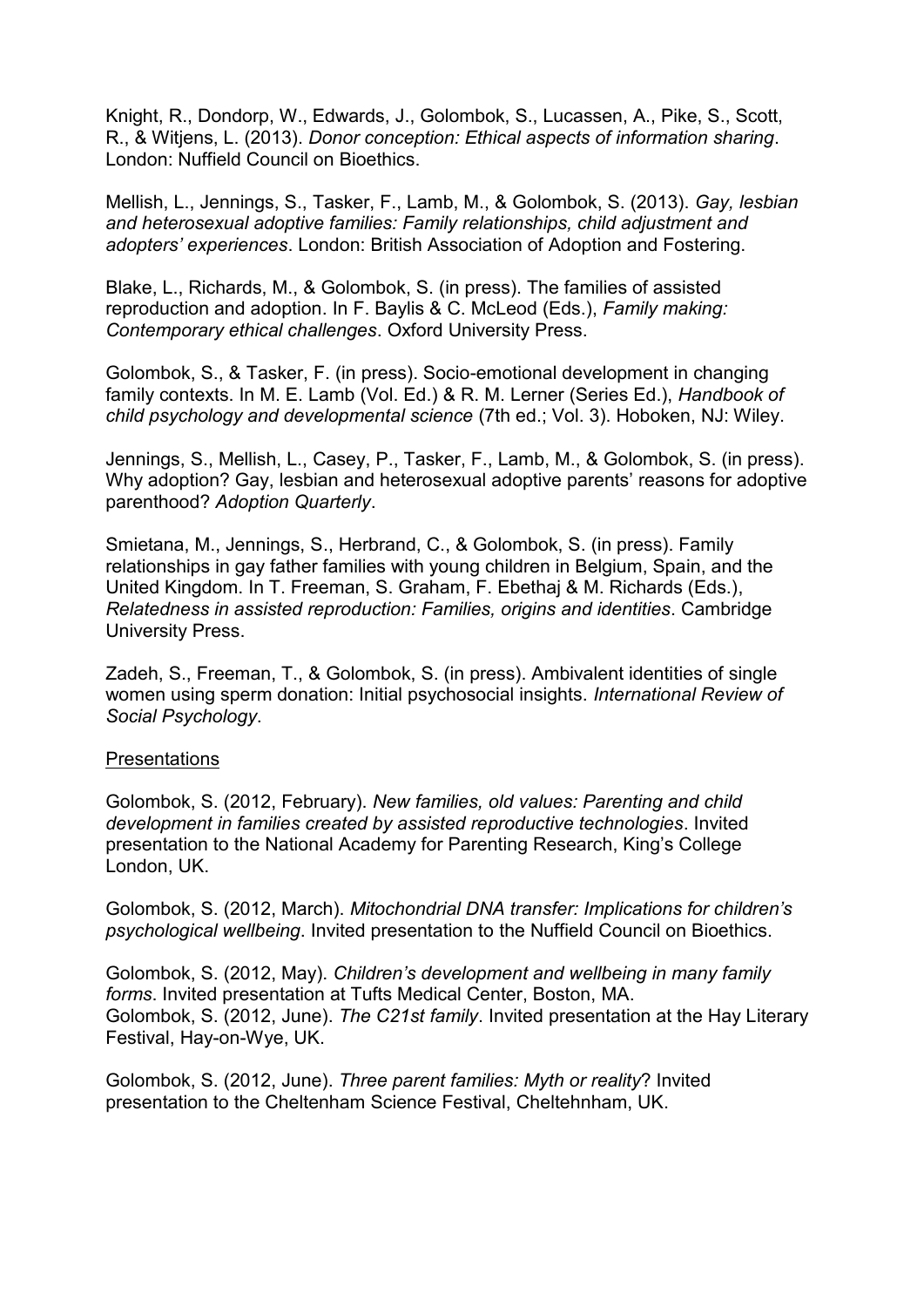Knight, R., Dondorp, W., Edwards, J., Golombok, S., Lucassen, A., Pike, S., Scott, R., & Witjens, L. (2013). *Donor conception: Ethical aspects of information sharing*. London: Nuffield Council on Bioethics.

Mellish, L., Jennings, S., Tasker, F., Lamb, M., & Golombok, S. (2013). *Gay, lesbian and heterosexual adoptive families: Family relationships, child adjustment and adopters' experiences*. London: British Association of Adoption and Fostering.

Blake, L., Richards, M., & Golombok, S. (in press). The families of assisted reproduction and adoption. In F. Baylis & C. McLeod (Eds.), *Family making: Contemporary ethical challenges*. Oxford University Press.

Golombok, S., & Tasker, F. (in press). Socio-emotional development in changing family contexts. In M. E. Lamb (Vol. Ed.) & R. M. Lerner (Series Ed.), *Handbook of child psychology and developmental science* (7th ed.; Vol. 3). Hoboken, NJ: Wiley.

Jennings, S., Mellish, L., Casey, P., Tasker, F., Lamb, M., & Golombok, S. (in press). Why adoption? Gay, lesbian and heterosexual adoptive parents' reasons for adoptive parenthood? *Adoption Quarterly*.

Smietana, M., Jennings, S., Herbrand, C., & Golombok, S. (in press). Family relationships in gay father families with young children in Belgium, Spain, and the United Kingdom. In T. Freeman, S. Graham, F. Ebethaj & M. Richards (Eds.), *Relatedness in assisted reproduction: Families, origins and identities*. Cambridge University Press.

Zadeh, S., Freeman, T., & Golombok, S. (in press). Ambivalent identities of single women using sperm donation: Initial psychosocial insights. *International Review of Social Psychology*.

Presentations

Golombok, S. (2012, February). *New families, old values: Parenting and child development in families created by assisted reproductive technologies*. Invited presentation to the National Academy for Parenting Research, King's College London, UK.

Golombok, S. (2012, March). *Mitochondrial DNA transfer: Implications for children's psychological wellbeing*. Invited presentation to the Nuffield Council on Bioethics.

Golombok, S. (2012, May). *Children's development and wellbeing in many family forms*. Invited presentation at Tufts Medical Center, Boston, MA.
Golombok, S. (2012, June). *The C21st family*. Invited presentation at the Hay Literary Festival, Hay-on-Wye, UK.

Golombok, S. (2012, June). *Three parent families: Myth or reality*? Invited presentation to the Cheltenham Science Festival, Cheltehnham, UK.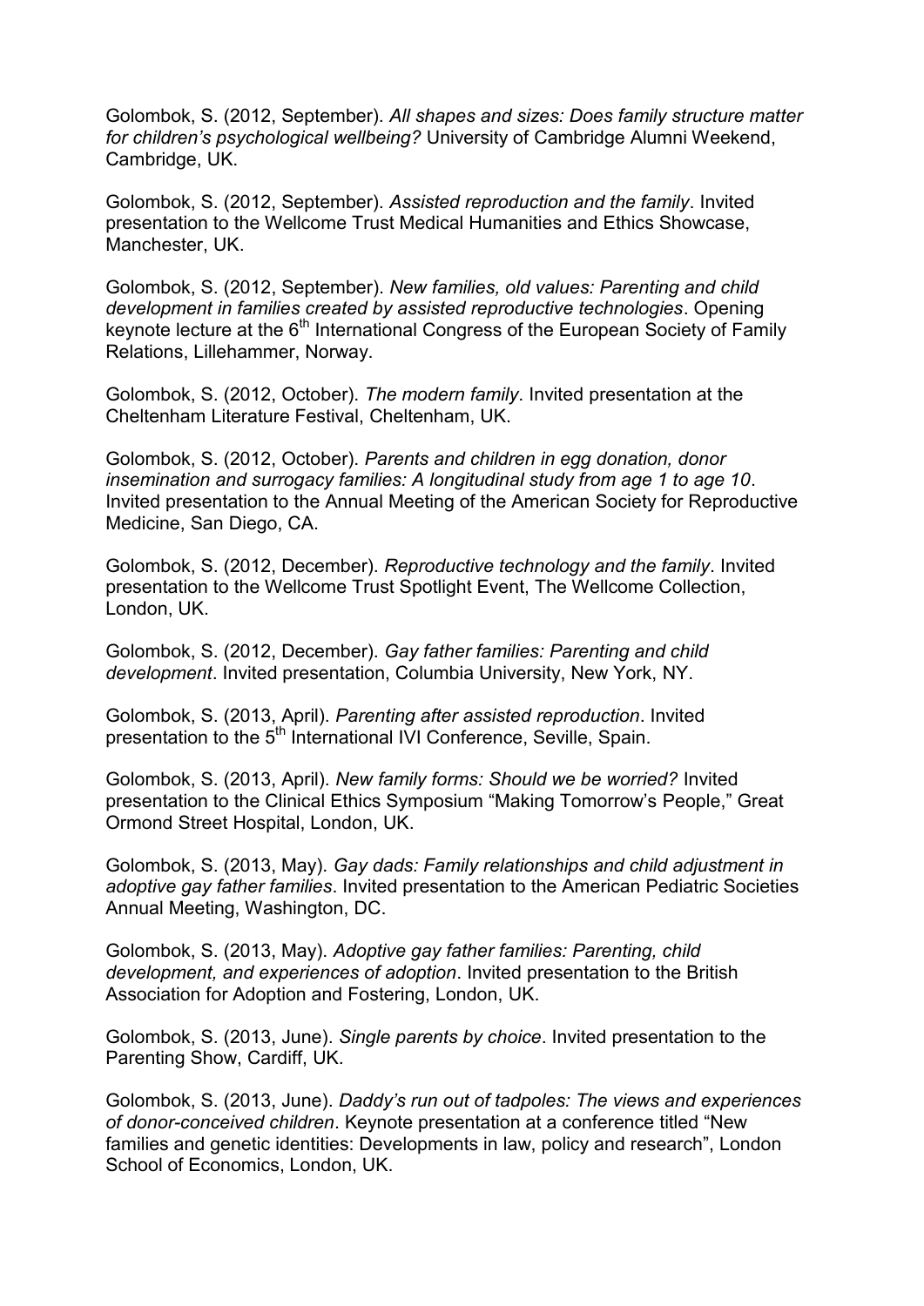Golombok, S. (2012, September). *All shapes and sizes: Does family structure matter for children's psychological wellbeing?* University of Cambridge Alumni Weekend, Cambridge, UK.

Golombok, S. (2012, September). *Assisted reproduction and the family*. Invited presentation to the Wellcome Trust Medical Humanities and Ethics Showcase, Manchester, UK.

Golombok, S. (2012, September). *New families, old values: Parenting and child development in families created by assisted reproductive technologies*. Opening keynote lecture at the 6th International Congress of the European Society of Family Relations, Lillehammer, Norway.

Golombok, S. (2012, October). *The modern family*. Invited presentation at the Cheltenham Literature Festival, Cheltenham, UK.

Golombok, S. (2012, October). *Parents and children in egg donation, donor insemination and surrogacy families: A longitudinal study from age 1 to age 10*. Invited presentation to the Annual Meeting of the American Society for Reproductive Medicine, San Diego, CA.

Golombok, S. (2012, December). *Reproductive technology and the family*. Invited presentation to the Wellcome Trust Spotlight Event, The Wellcome Collection, London, UK.

Golombok, S. (2012, December). *Gay father families: Parenting and child development*. Invited presentation, Columbia University, New York, NY.

Golombok, S. (2013, April). *Parenting after assisted reproduction*. Invited presentation to the 5th International IVI Conference, Seville, Spain.

Golombok, S. (2013, April). *New family forms: Should we be worried?* Invited presentation to the Clinical Ethics Symposium "Making Tomorrow's People," Great Ormond Street Hospital, London, UK.

Golombok, S. (2013, May). *Gay dads: Family relationships and child adjustment in adoptive gay father families*. Invited presentation to the American Pediatric Societies Annual Meeting, Washington, DC.

Golombok, S. (2013, May). *Adoptive gay father families: Parenting, child development, and experiences of adoption*. Invited presentation to the British Association for Adoption and Fostering, London, UK.

Golombok, S. (2013, June). *Single parents by choice*. Invited presentation to the Parenting Show, Cardiff, UK.

Golombok, S. (2013, June). *Daddy's run out of tadpoles: The views and experiences of donor-conceived children*. Keynote presentation at a conference titled "New families and genetic identities: Developments in law, policy and research", London School of Economics, London, UK.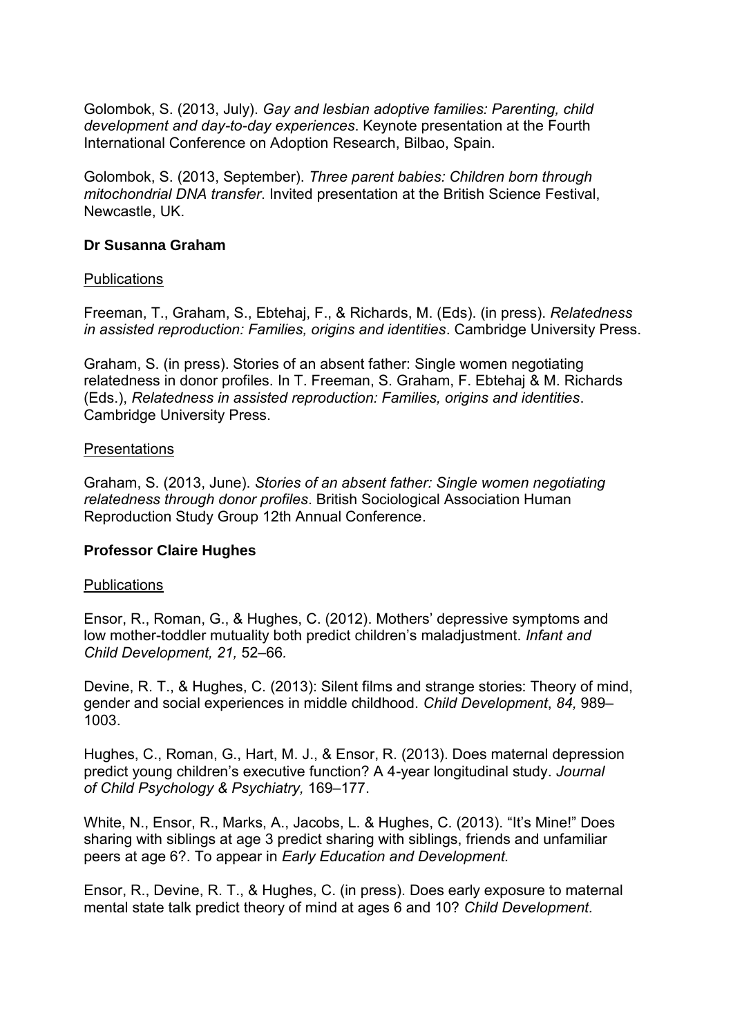Golombok, S. (2013, July). *Gay and lesbian adoptive families: Parenting, child development and day-to-day experiences*. Keynote presentation at the Fourth International Conference on Adoption Research, Bilbao, Spain.

Golombok, S. (2013, September). *Three parent babies: Children born through mitochondrial DNA transfer*. Invited presentation at the British Science Festival, Newcastle, UK.

**Dr Susanna Graham**

Publications

Freeman, T., Graham, S., Ebtehaj, F., & Richards, M. (Eds). (in press). *Relatedness in assisted reproduction: Families, origins and identities*. Cambridge University Press.

Graham, S. (in press). Stories of an absent father: Single women negotiating relatedness in donor profiles. In T. Freeman, S. Graham, F. Ebtehaj & M. Richards (Eds.), *Relatedness in assisted reproduction: Families, origins and identities*. Cambridge University Press.

Presentations

Graham, S. (2013, June). *Stories of an absent father: Single women negotiating relatedness through donor profiles*. British Sociological Association Human Reproduction Study Group 12th Annual Conference.

**Professor Claire Hughes**

Publications

Ensor, R., Roman, G., & Hughes, C. (2012). Mothers' depressive symptoms and low mother-toddler mutuality both predict children's maladjustment. *Infant and Child Development, 21,* 52–66*.*

Devine, R. T., & Hughes, C. (2013): Silent films and strange stories: Theory of mind, gender and social experiences in middle childhood. *Child Development*, *84,* 989–1003.

Hughes, C., Roman, G., Hart, M. J., & Ensor, R. (2013). Does maternal depression predict young children's executive function? A 4-year longitudinal study. *Journal of Child Psychology & Psychiatry,* 169–177.

White, N., Ensor, R., Marks, A., Jacobs, L. & Hughes, C. (2013). "It's Mine!" Does sharing with siblings at age 3 predict sharing with siblings, friends and unfamiliar peers at age 6?. To appear in *Early Education and Development.*

Ensor, R., Devine, R. T., & Hughes, C. (in press). Does early exposure to maternal mental state talk predict theory of mind at ages 6 and 10? *Child Development.*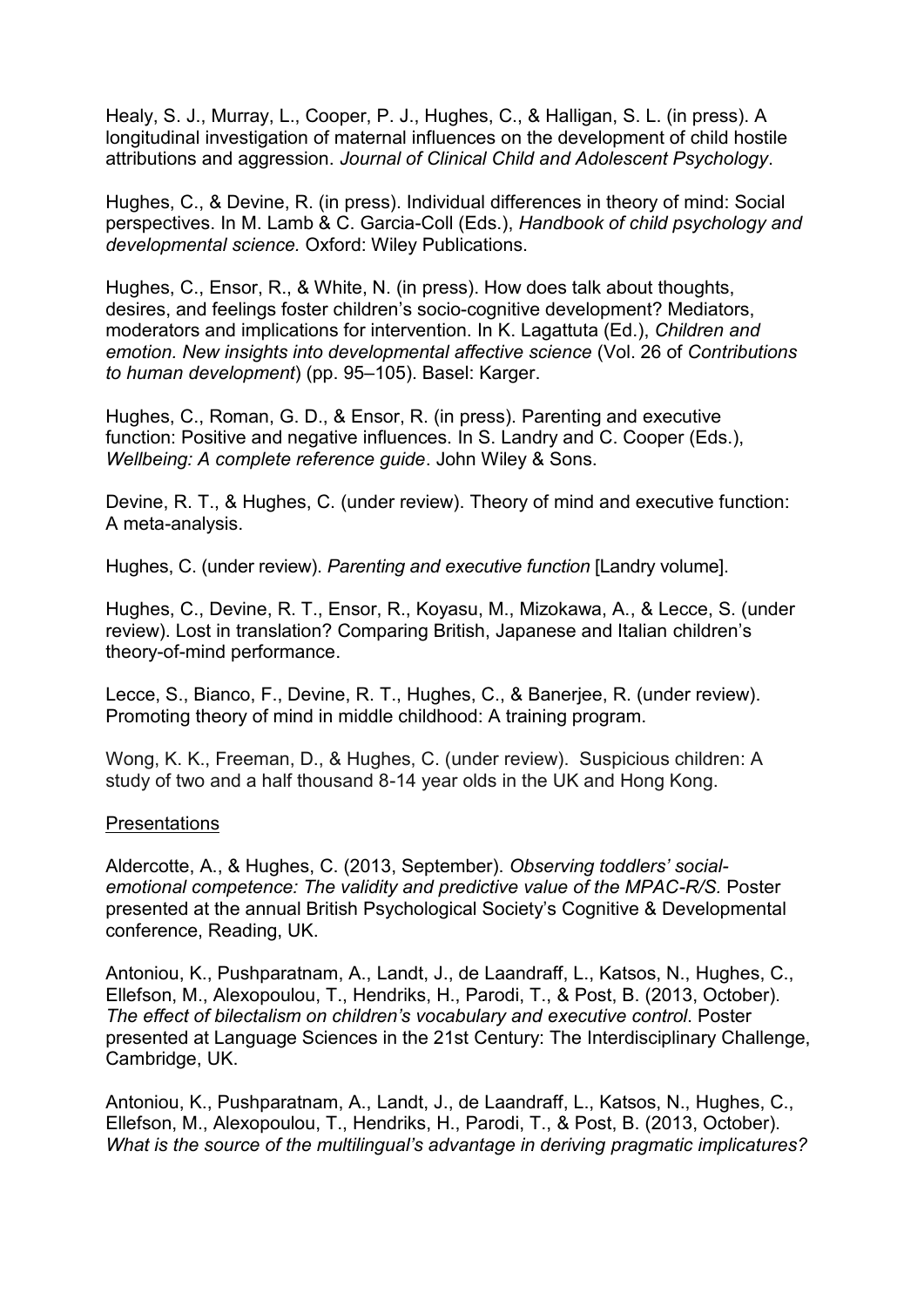Healy, S. J., Murray, L., Cooper, P. J., Hughes, C., & Halligan, S. L. (in press). A longitudinal investigation of maternal influences on the development of child hostile attributions and aggression. *Journal of Clinical Child and Adolescent Psychology*.

Hughes, C., & Devine, R. (in press). Individual differences in theory of mind: Social perspectives. In M. Lamb & C. Garcia-Coll (Eds.), *Handbook of child psychology and developmental science.* Oxford: Wiley Publications.

Hughes, C., Ensor, R., & White, N. (in press). How does talk about thoughts, desires, and feelings foster children's socio-cognitive development? Mediators, moderators and implications for intervention. In K. Lagattuta (Ed.), *Children and emotion. New insights into developmental affective science* (Vol. 26 of *Contributions to human development*) (pp. 95–105). Basel: Karger.

Hughes, C., Roman, G. D., & Ensor, R. (in press). Parenting and executive function: Positive and negative influences. In S. Landry and C. Cooper (Eds.), *Wellbeing: A complete reference guide*. John Wiley & Sons.

Devine, R. T., & Hughes, C. (under review). Theory of mind and executive function: A meta-analysis.

Hughes, C. (under review). *Parenting and executive function* [Landry volume].

Hughes, C., Devine, R. T., Ensor, R., Koyasu, M., Mizokawa, A., & Lecce, S. (under review). Lost in translation? Comparing British, Japanese and Italian children's theory-of-mind performance.

Lecce, S., Bianco, F., Devine, R. T., Hughes, C., & Banerjee, R. (under review). Promoting theory of mind in middle childhood: A training program.

Wong, K. K., Freeman, D., & Hughes, C. (under review). Suspicious children: A study of two and a half thousand 8-14 year olds in the UK and Hong Kong.

Presentations

Aldercotte, A., & Hughes, C. (2013, September). *Observing toddlers' social-emotional competence: The validity and predictive value of the MPAC-R/S.* Poster presented at the annual British Psychological Society's Cognitive & Developmental conference, Reading, UK.

Antoniou, K., Pushparatnam, A., Landt, J., de Laandraff, L., Katsos, N., Hughes, C., Ellefson, M., Alexopoulou, T., Hendriks, H., Parodi, T., & Post, B. (2013, October). *The effect of bilectalism on children's vocabulary and executive control*. Poster presented at Language Sciences in the 21st Century: The Interdisciplinary Challenge, Cambridge, UK.

Antoniou, K., Pushparatnam, A., Landt, J., de Laandraff, L., Katsos, N., Hughes, C., Ellefson, M., Alexopoulou, T., Hendriks, H., Parodi, T., & Post, B. (2013, October). *What is the source of the multilingual's advantage in deriving pragmatic implicatures?*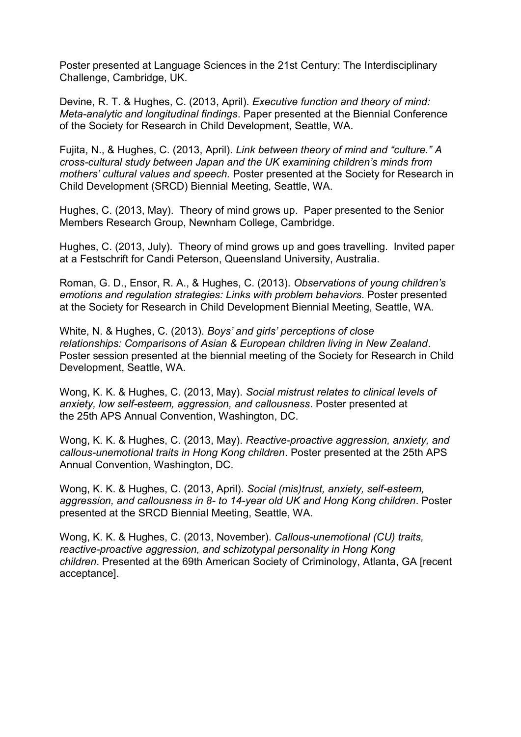Poster presented at Language Sciences in the 21st Century: The Interdisciplinary Challenge, Cambridge, UK.

Devine, R. T. & Hughes, C. (2013, April). *Executive function and theory of mind: Meta-analytic and longitudinal findings*. Paper presented at the Biennial Conference of the Society for Research in Child Development, Seattle, WA.

Fujita, N., & Hughes, C. (2013, April). *Link between theory of mind and "culture." A cross-cultural study between Japan and the UK examining children's minds from mothers' cultural values and speech.* Poster presented at the Society for Research in Child Development (SRCD) Biennial Meeting, Seattle, WA.

Hughes, C. (2013, May). Theory of mind grows up. Paper presented to the Senior Members Research Group, Newnham College, Cambridge.

Hughes, C. (2013, July). Theory of mind grows up and goes travelling. Invited paper at a Festschrift for Candi Peterson, Queensland University, Australia.

Roman, G. D., Ensor, R. A., & Hughes, C. (2013). *Observations of young children's emotions and regulation strategies: Links with problem behaviors*. Poster presented at the Society for Research in Child Development Biennial Meeting, Seattle, WA.

White, N. & Hughes, C. (2013). *Boys' and girls' perceptions of close relationships: Comparisons of Asian & European children living in New Zealand*. Poster session presented at the biennial meeting of the Society for Research in Child Development, Seattle, WA.

Wong, K. K. & Hughes, C. (2013, May). *Social mistrust relates to clinical levels of anxiety, low self-esteem, aggression, and callousness*. Poster presented at the 25th APS Annual Convention, Washington, DC.

Wong, K. K. & Hughes, C. (2013, May). *Reactive-proactive aggression, anxiety, and callous-unemotional traits in Hong Kong children*. Poster presented at the 25th APS Annual Convention, Washington, DC.

Wong, K. K. & Hughes, C. (2013, April). *Social (mis)trust, anxiety, self-esteem, aggression, and callousness in 8- to 14-year old UK and Hong Kong children*. Poster presented at the SRCD Biennial Meeting, Seattle, WA.

Wong, K. K. & Hughes, C. (2013, November). *Callous-unemotional (CU) traits, reactive-proactive aggression, and schizotypal personality in Hong Kong children*. Presented at the 69th American Society of Criminology, Atlanta, GA [recent acceptance].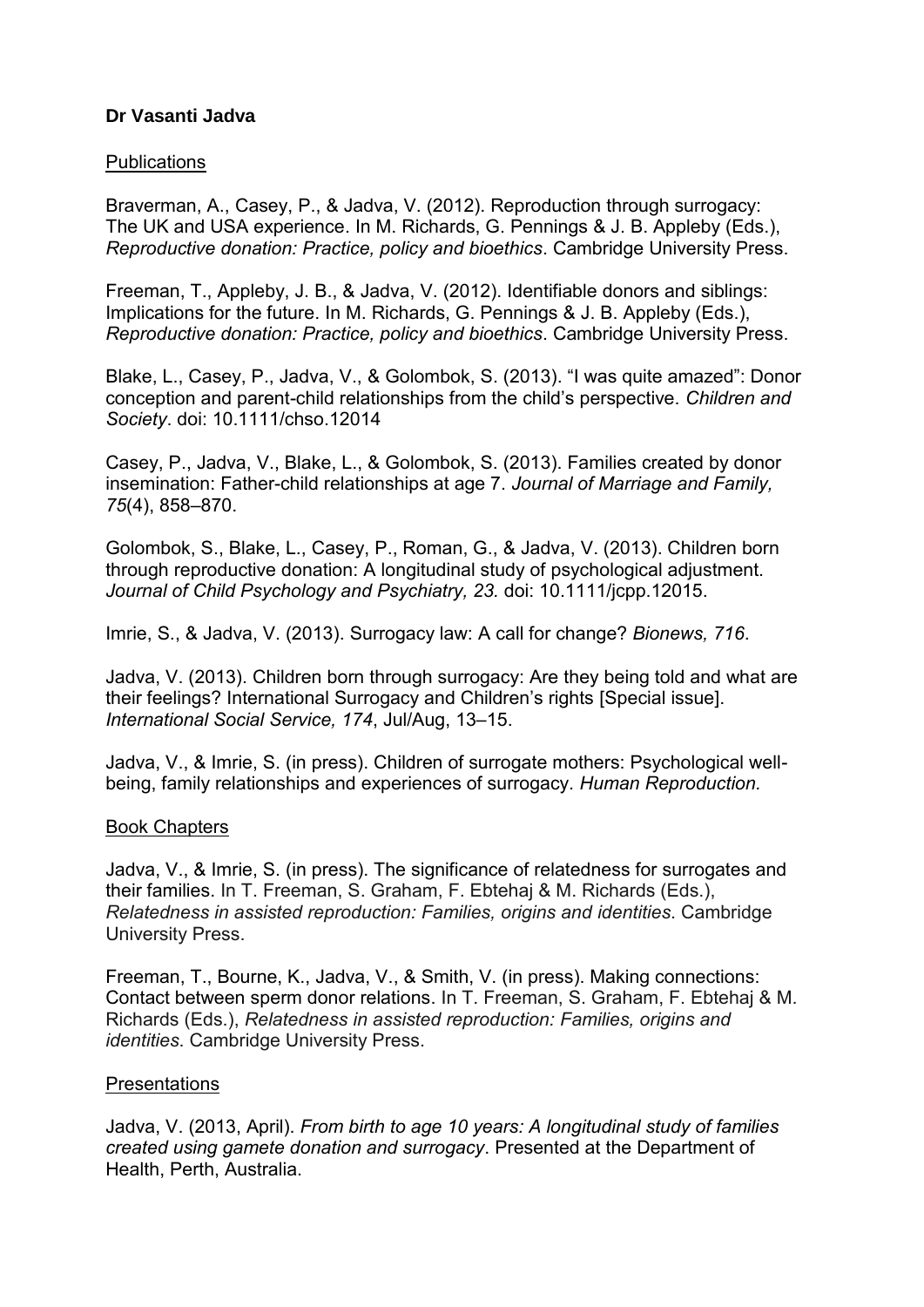**Dr Vasanti Jadva**

Publications

Braverman, A., Casey, P., & Jadva, V. (2012). Reproduction through surrogacy: The UK and USA experience. In M. Richards, G. Pennings & J. B. Appleby (Eds.), *Reproductive donation: Practice, policy and bioethics*. Cambridge University Press.

Freeman, T., Appleby, J. B., & Jadva, V. (2012). Identifiable donors and siblings: Implications for the future. In M. Richards, G. Pennings & J. B. Appleby (Eds.), *Reproductive donation: Practice, policy and bioethics*. Cambridge University Press.

Blake, L., Casey, P., Jadva, V., & Golombok, S. (2013). "I was quite amazed": Donor conception and parent-child relationships from the child's perspective. *Children and Society*. doi: 10.1111/chso.12014

Casey, P., Jadva, V., Blake, L., & Golombok, S. (2013). Families created by donor insemination: Father-child relationships at age 7. *Journal of Marriage and Family, 75*(4), 858–870.

Golombok, S., Blake, L., Casey, P., Roman, G., & Jadva, V. (2013). Children born through reproductive donation: A longitudinal study of psychological adjustment. *Journal of Child Psychology and Psychiatry, 23.* doi: 10.1111/jcpp.12015.

Imrie, S., & Jadva, V. (2013). Surrogacy law: A call for change? *Bionews, 716*.

Jadva, V. (2013). Children born through surrogacy: Are they being told and what are their feelings? International Surrogacy and Children's rights [Special issue]. *International Social Service, 174*, Jul/Aug, 13–15.

Jadva, V., & Imrie, S. (in press). Children of surrogate mothers: Psychological well-being, family relationships and experiences of surrogacy. *Human Reproduction.*

Book Chapters

Jadva, V., & Imrie, S. (in press). The significance of relatedness for surrogates and their families. In T. Freeman, S. Graham, F. Ebtehaj & M. Richards (Eds.), *Relatedness in assisted reproduction: Families, origins and identities.* Cambridge University Press.

Freeman, T., Bourne, K., Jadva, V., & Smith, V. (in press). Making connections: Contact between sperm donor relations. In T. Freeman, S. Graham, F. Ebtehaj & M. Richards (Eds.), *Relatedness in assisted reproduction: Families, origins and identities.* Cambridge University Press.

Presentations

Jadva, V. (2013, April). *From birth to age 10 years: A longitudinal study of families created using gamete donation and surrogacy*. Presented at the Department of Health, Perth, Australia.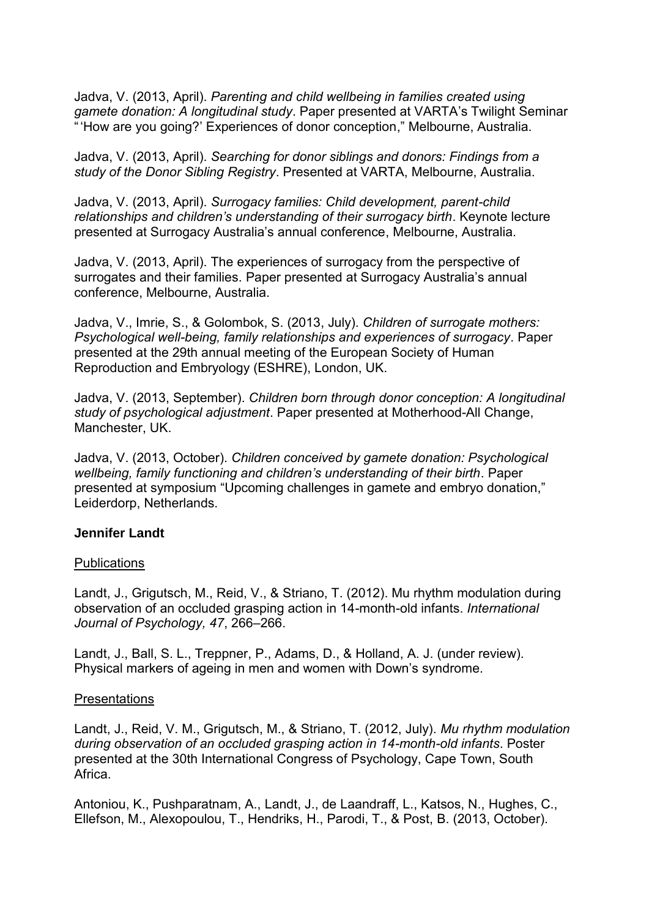Jadva, V. (2013, April). *Parenting and child wellbeing in families created using gamete donation: A longitudinal study*. Paper presented at VARTA's Twilight Seminar "'How are you going?' Experiences of donor conception," Melbourne, Australia.

Jadva, V. (2013, April). *Searching for donor siblings and donors: Findings from a study of the Donor Sibling Registry*. Presented at VARTA, Melbourne, Australia.

Jadva, V. (2013, April). *Surrogacy families: Child development, parent-child relationships and children's understanding of their surrogacy birth*. Keynote lecture presented at Surrogacy Australia's annual conference, Melbourne, Australia.

Jadva, V. (2013, April). The experiences of surrogacy from the perspective of surrogates and their families. Paper presented at Surrogacy Australia's annual conference, Melbourne, Australia.

Jadva, V., Imrie, S., & Golombok, S. (2013, July). *Children of surrogate mothers: Psychological well-being, family relationships and experiences of surrogacy*. Paper presented at the 29th annual meeting of the European Society of Human Reproduction and Embryology (ESHRE), London, UK.

Jadva, V. (2013, September). *Children born through donor conception: A longitudinal study of psychological adjustment*. Paper presented at Motherhood-All Change, Manchester, UK.

Jadva, V. (2013, October). *Children conceived by gamete donation: Psychological wellbeing, family functioning and children's understanding of their birth*. Paper presented at symposium "Upcoming challenges in gamete and embryo donation," Leiderdorp, Netherlands.

**Jennifer Landt**

Publications

Landt, J., Grigutsch, M., Reid, V., & Striano, T. (2012). Mu rhythm modulation during observation of an occluded grasping action in 14-month-old infants. *International Journal of Psychology, 47*, 266–266.

Landt, J., Ball, S. L., Treppner, P., Adams, D., & Holland, A. J. (under review). Physical markers of ageing in men and women with Down's syndrome.

Presentations

Landt, J., Reid, V. M., Grigutsch, M., & Striano, T. (2012, July). *Mu rhythm modulation during observation of an occluded grasping action in 14-month-old infants*. Poster presented at the 30th International Congress of Psychology, Cape Town, South Africa.

Antoniou, K., Pushparatnam, A., Landt, J., de Laandraff, L., Katsos, N., Hughes, C., Ellefson, M., Alexopoulou, T., Hendriks, H., Parodi, T., & Post, B. (2013, October).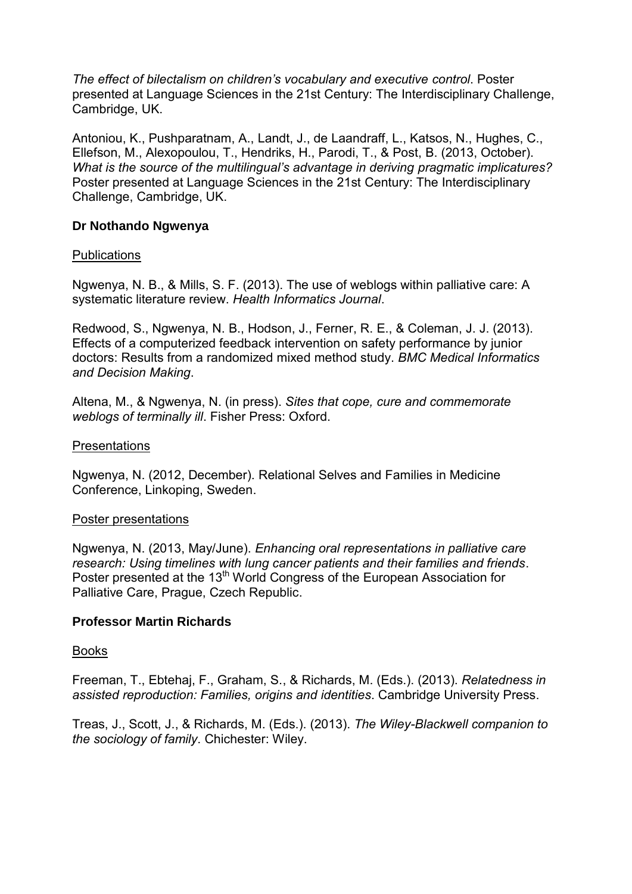*The effect of bilectalism on children's vocabulary and executive control*. Poster presented at Language Sciences in the 21st Century: The Interdisciplinary Challenge, Cambridge, UK.

Antoniou, K., Pushparatnam, A., Landt, J., de Laandraff, L., Katsos, N., Hughes, C., Ellefson, M., Alexopoulou, T., Hendriks, H., Parodi, T., & Post, B. (2013, October). *What is the source of the multilingual's advantage in deriving pragmatic implicatures?* Poster presented at Language Sciences in the 21st Century: The Interdisciplinary Challenge, Cambridge, UK.

### Dr Nothando Ngwenya

Publications

Ngwenya, N. B., & Mills, S. F. (2013). The use of weblogs within palliative care: A systematic literature review. *Health Informatics Journal*.

Redwood, S., Ngwenya, N. B., Hodson, J., Ferner, R. E., & Coleman, J. J. (2013). Effects of a computerized feedback intervention on safety performance by junior doctors: Results from a randomized mixed method study. *BMC Medical Informatics and Decision Making*.

Altena, M., & Ngwenya, N. (in press). *Sites that cope, cure and commemorate weblogs of terminally ill*. Fisher Press: Oxford.

Presentations

Ngwenya, N. (2012, December). Relational Selves and Families in Medicine Conference, Linkoping, Sweden.

Poster presentations

Ngwenya, N. (2013, May/June). *Enhancing oral representations in palliative care research: Using timelines with lung cancer patients and their families and friends*. Poster presented at the 13th World Congress of the European Association for Palliative Care, Prague, Czech Republic.

### Professor Martin Richards

Books

Freeman, T., Ebtehaj, F., Graham, S., & Richards, M. (Eds.). (2013). *Relatedness in assisted reproduction: Families, origins and identities*. Cambridge University Press.

Treas, J., Scott, J., & Richards, M. (Eds.). (2013). *The Wiley-Blackwell companion to the sociology of family*. Chichester: Wiley.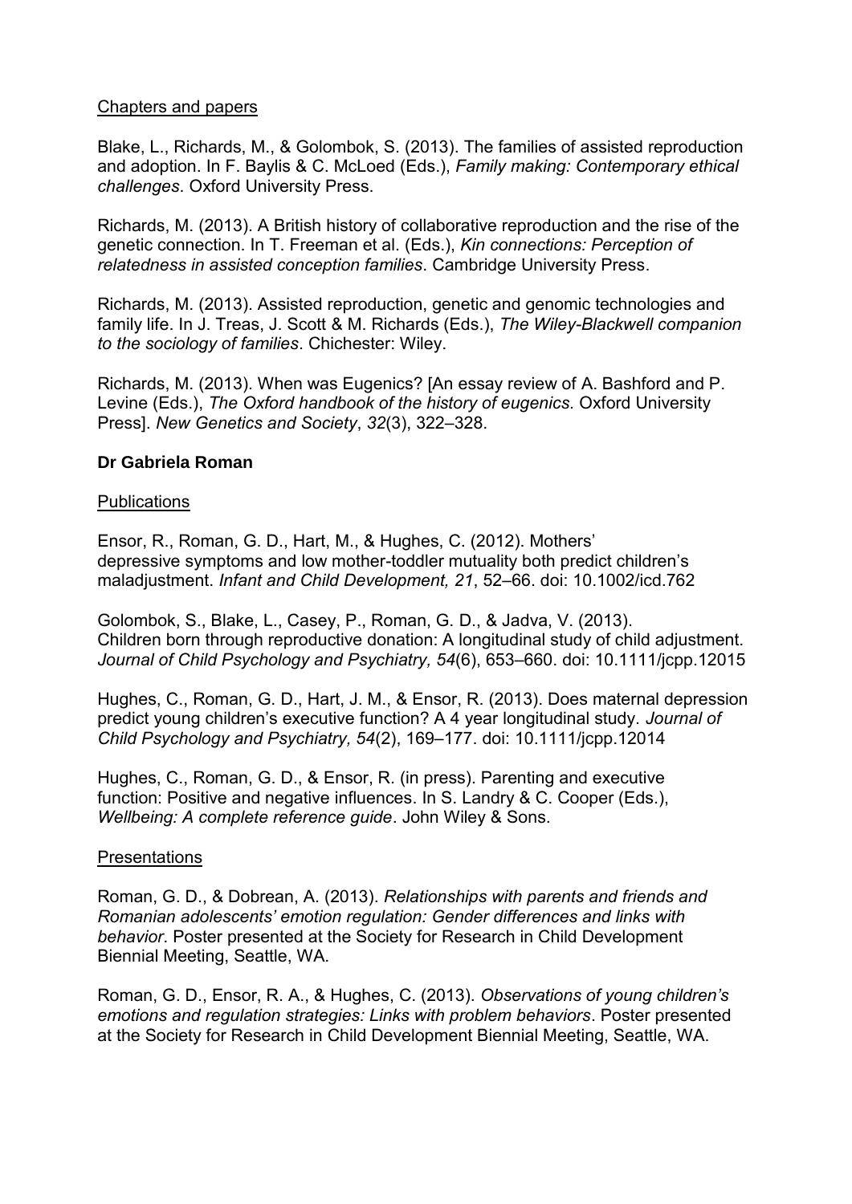Chapters and papers

Blake, L., Richards, M., & Golombok, S. (2013). The families of assisted reproduction and adoption. In F. Baylis & C. McLoed (Eds.), *Family making: Contemporary ethical challenges*. Oxford University Press.

Richards, M. (2013). A British history of collaborative reproduction and the rise of the genetic connection. In T. Freeman et al. (Eds.), *Kin connections: Perception of relatedness in assisted conception families*. Cambridge University Press.

Richards, M. (2013). Assisted reproduction, genetic and genomic technologies and family life. In J. Treas, J. Scott & M. Richards (Eds.), *The Wiley-Blackwell companion to the sociology of families*. Chichester: Wiley.

Richards, M. (2013). When was Eugenics? [An essay review of A. Bashford and P. Levine (Eds.), *The Oxford handbook of the history of eugenics.* Oxford University Press]. *New Genetics and Society*, *32*(3), 322–328.

**Dr Gabriela Roman**

Publications

Ensor, R., Roman, G. D., Hart, M., & Hughes, C. (2012). Mothers' depressive symptoms and low mother-toddler mutuality both predict children's maladjustment. *Infant and Child Development, 21*, 52–66. doi: 10.1002/icd.762

Golombok, S., Blake, L., Casey, P., Roman, G. D., & Jadva, V. (2013). Children born through reproductive donation: A longitudinal study of child adjustment. *Journal of Child Psychology and Psychiatry, 54*(6), 653–660. doi: 10.1111/jcpp.12015

Hughes, C., Roman, G. D., Hart, J. M., & Ensor, R. (2013). Does maternal depression predict young children's executive function? A 4 year longitudinal study. *Journal of Child Psychology and Psychiatry, 54*(2), 169–177. doi: 10.1111/jcpp.12014

Hughes, C., Roman, G. D., & Ensor, R. (in press). Parenting and executive function: Positive and negative influences. In S. Landry & C. Cooper (Eds.), *Wellbeing: A complete reference guide*. John Wiley & Sons.

Presentations

Roman, G. D., & Dobrean, A. (2013). *Relationships with parents and friends and Romanian adolescents' emotion regulation: Gender differences and links with behavior*. Poster presented at the Society for Research in Child Development Biennial Meeting, Seattle, WA.

Roman, G. D., Ensor, R. A., & Hughes, C. (2013). *Observations of young children's emotions and regulation strategies: Links with problem behaviors*. Poster presented at the Society for Research in Child Development Biennial Meeting, Seattle, WA.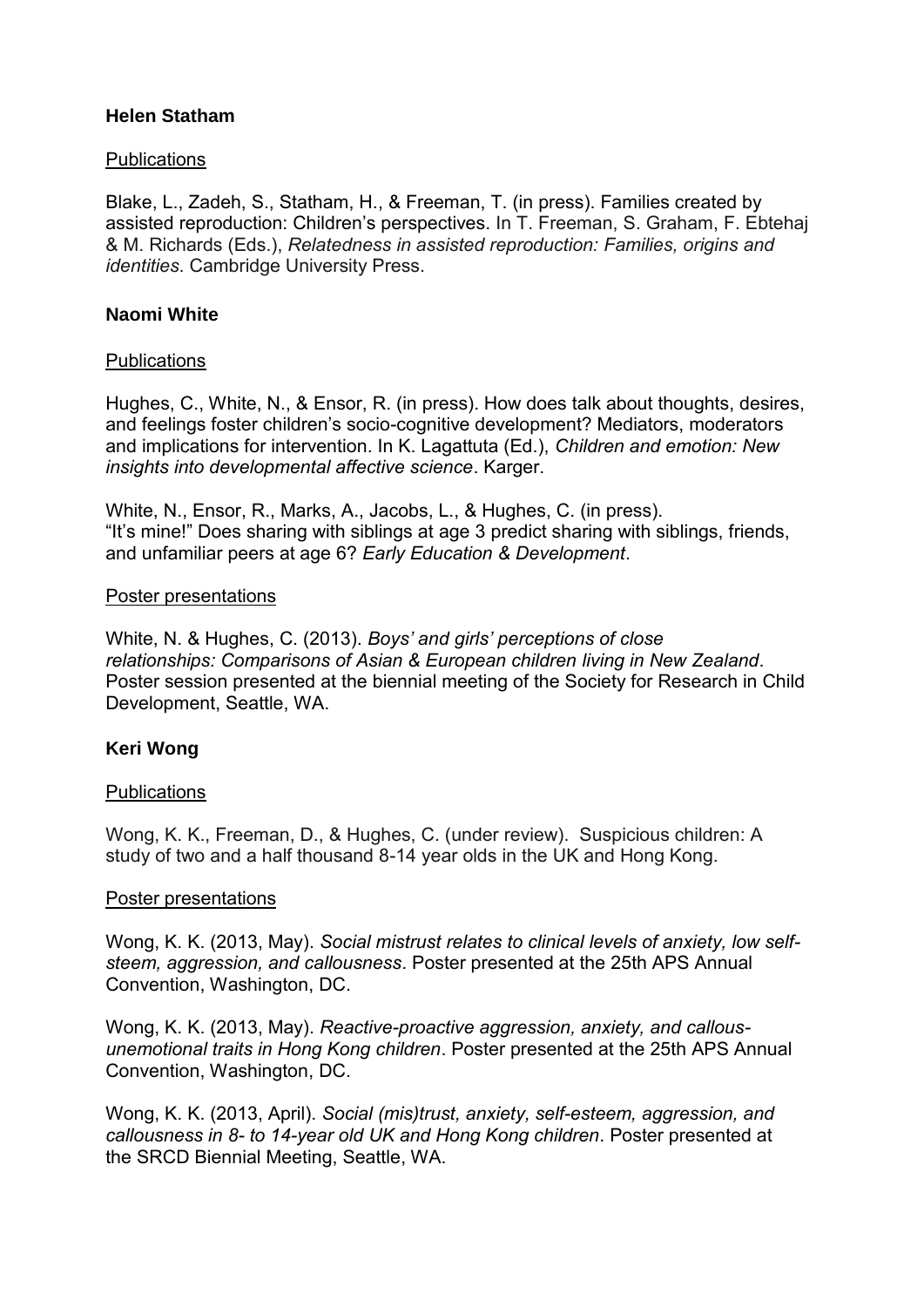**Helen Statham**

Publications

Blake, L., Zadeh, S., Statham, H., & Freeman, T. (in press). Families created by assisted reproduction: Children's perspectives. In T. Freeman, S. Graham, F. Ebtehaj & M. Richards (Eds.), *Relatedness in assisted reproduction: Families, origins and identities*. Cambridge University Press.

**Naomi White**

Publications

Hughes, C., White, N., & Ensor, R. (in press). How does talk about thoughts, desires, and feelings foster children's socio-cognitive development? Mediators, moderators and implications for intervention. In K. Lagattuta (Ed.), *Children and emotion: New insights into developmental affective science*. Karger.

White, N., Ensor, R., Marks, A., Jacobs, L., & Hughes, C. (in press). "It's mine!" Does sharing with siblings at age 3 predict sharing with siblings, friends, and unfamiliar peers at age 6? *Early Education & Development*.

Poster presentations

White, N. & Hughes, C. (2013). *Boys' and girls' perceptions of close relationships: Comparisons of Asian & European children living in New Zealand*. Poster session presented at the biennial meeting of the Society for Research in Child Development, Seattle, WA.

**Keri Wong**

Publications

Wong, K. K., Freeman, D., & Hughes, C. (under review). Suspicious children: A study of two and a half thousand 8-14 year olds in the UK and Hong Kong.

Poster presentations

Wong, K. K. (2013, May). *Social mistrust relates to clinical levels of anxiety, low self-steem, aggression, and callousness*. Poster presented at the 25th APS Annual Convention, Washington, DC.

Wong, K. K. (2013, May). *Reactive-proactive aggression, anxiety, and callous-unemotional traits in Hong Kong children*. Poster presented at the 25th APS Annual Convention, Washington, DC.

Wong, K. K. (2013, April). *Social (mis)trust, anxiety, self-esteem, aggression, and callousness in 8- to 14-year old UK and Hong Kong children*. Poster presented at the SRCD Biennial Meeting, Seattle, WA.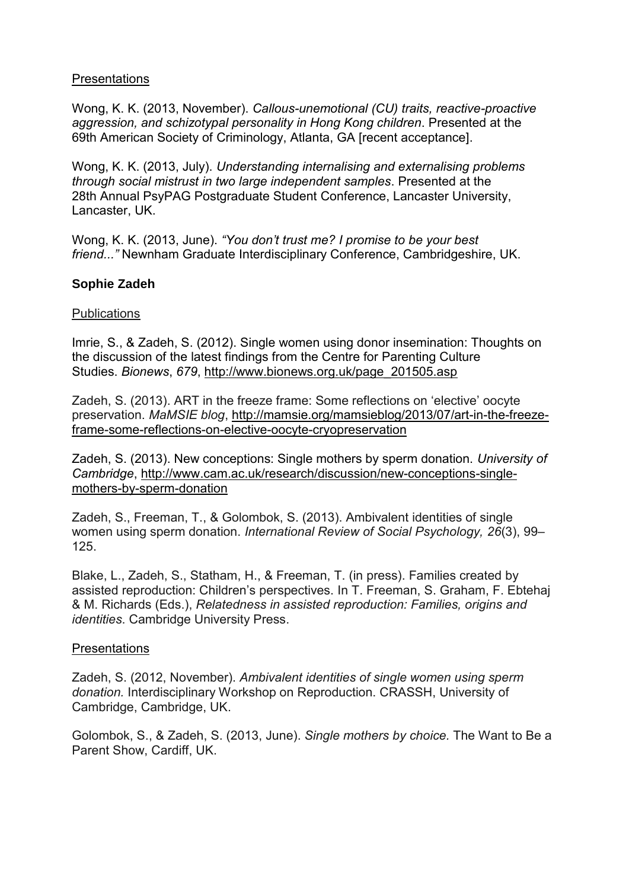Presentations

Wong, K. K. (2013, November). *Callous-unemotional (CU) traits, reactive-proactive aggression, and schizotypal personality in Hong Kong children*. Presented at the 69th American Society of Criminology, Atlanta, GA [recent acceptance].

Wong, K. K. (2013, July). *Understanding internalising and externalising problems through social mistrust in two large independent samples*. Presented at the 28th Annual PsyPAG Postgraduate Student Conference, Lancaster University, Lancaster, UK.

Wong, K. K. (2013, June). *"You don't trust me? I promise to be your best friend..."* Newnham Graduate Interdisciplinary Conference, Cambridgeshire, UK.

**Sophie Zadeh**

Publications

Imrie, S., & Zadeh, S. (2012). Single women using donor insemination: Thoughts on the discussion of the latest findings from the Centre for Parenting Culture Studies. *Bionews*, *679*, http://www.bionews.org.uk/page_201505.asp

Zadeh, S. (2013). ART in the freeze frame: Some reflections on 'elective' oocyte preservation. *MaMSIE blog*, http://mamsie.org/mamsieblog/2013/07/art-in-the-freeze-frame-some-reflections-on-elective-oocyte-cryopreservation

Zadeh, S. (2013). New conceptions: Single mothers by sperm donation. *University of Cambridge*, http://www.cam.ac.uk/research/discussion/new-conceptions-single-mothers-by-sperm-donation

Zadeh, S., Freeman, T., & Golombok, S. (2013). Ambivalent identities of single women using sperm donation. *International Review of Social Psychology, 26*(3), 99–125.

Blake, L., Zadeh, S., Statham, H., & Freeman, T. (in press). Families created by assisted reproduction: Children's perspectives. In T. Freeman, S. Graham, F. Ebtehaj & M. Richards (Eds.), *Relatedness in assisted reproduction: Families, origins and identities*. Cambridge University Press.

Presentations

Zadeh, S. (2012, November). *Ambivalent identities of single women using sperm donation.* Interdisciplinary Workshop on Reproduction. CRASSH, University of Cambridge, Cambridge, UK.

Golombok, S., & Zadeh, S. (2013, June). *Single mothers by choice.* The Want to Be a Parent Show, Cardiff, UK.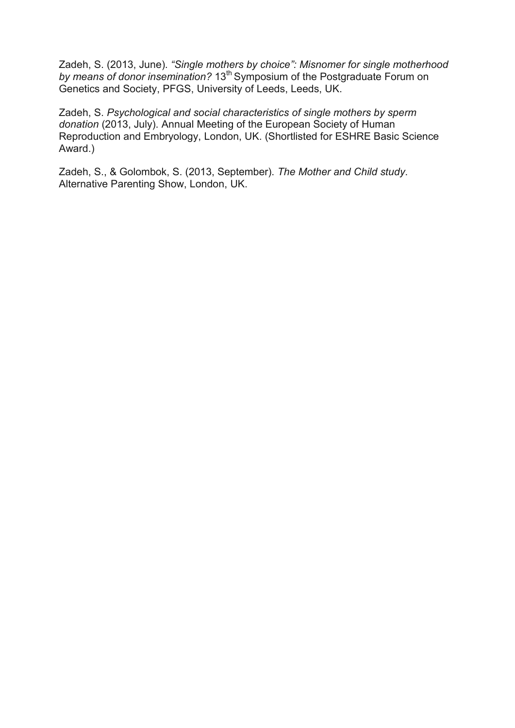Zadeh, S. (2013, June). *"Single mothers by choice": Misnomer for single motherhood by means of donor insemination?* 13th Symposium of the Postgraduate Forum on Genetics and Society, PFGS, University of Leeds, Leeds, UK.

Zadeh, S. *Psychological and social characteristics of single mothers by sperm donation* (2013, July). Annual Meeting of the European Society of Human Reproduction and Embryology, London, UK. (Shortlisted for ESHRE Basic Science Award.)

Zadeh, S., & Golombok, S. (2013, September). *The Mother and Child study*. Alternative Parenting Show, London, UK.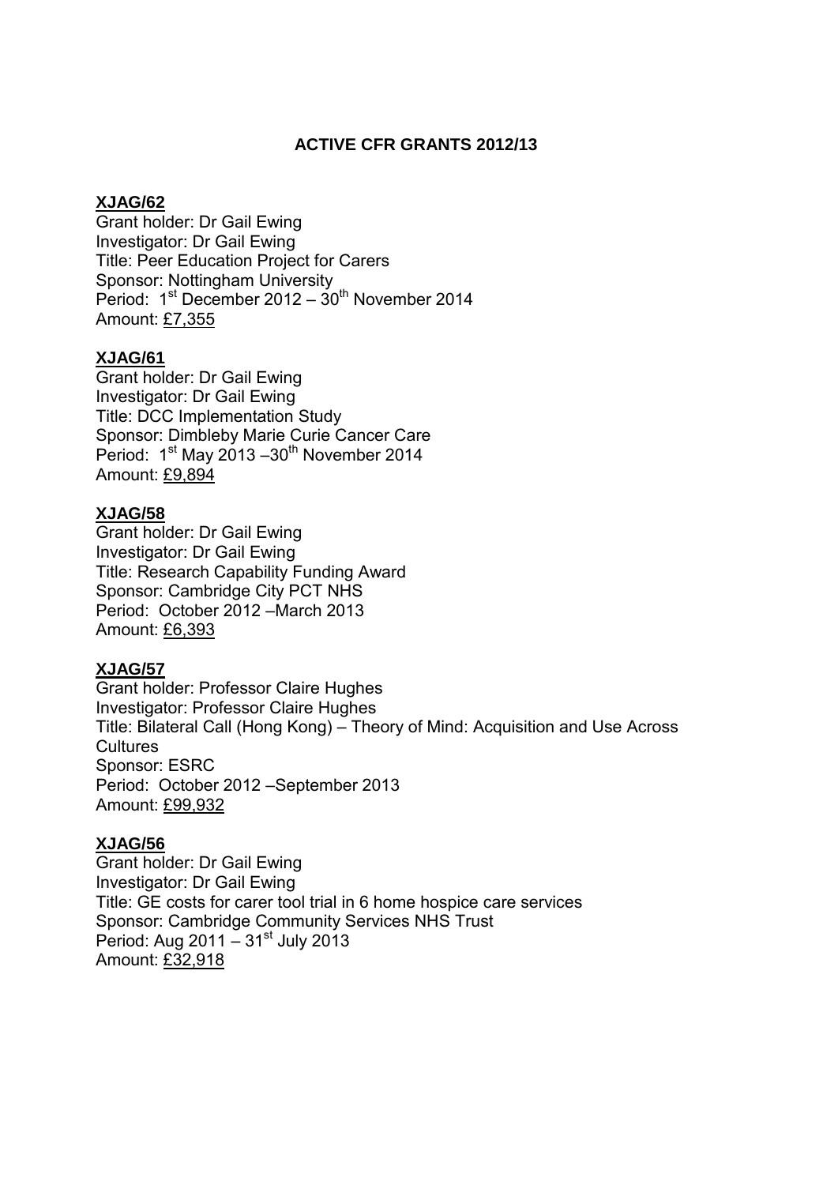## ACTIVE CFR GRANTS 2012/13

**XJAG/62**
Grant holder: Dr Gail Ewing
Investigator: Dr Gail Ewing
Title: Peer Education Project for Carers
Sponsor: Nottingham University
Period: 1st December 2012 – 30th November 2014
Amount: £7,355

**XJAG/61**
Grant holder: Dr Gail Ewing
Investigator: Dr Gail Ewing
Title: DCC Implementation Study
Sponsor: Dimbleby Marie Curie Cancer Care
Period: 1st May 2013 –30th November 2014
Amount: £9,894

**XJAG/58**
Grant holder: Dr Gail Ewing
Investigator: Dr Gail Ewing
Title: Research Capability Funding Award
Sponsor: Cambridge City PCT NHS
Period: October 2012 –March 2013
Amount: £6,393

**XJAG/57**
Grant holder: Professor Claire Hughes
Investigator: Professor Claire Hughes
Title: Bilateral Call (Hong Kong) – Theory of Mind: Acquisition and Use Across Cultures
Sponsor: ESRC
Period: October 2012 –September 2013
Amount: £99,932

**XJAG/56**
Grant holder: Dr Gail Ewing
Investigator: Dr Gail Ewing
Title: GE costs for carer tool trial in 6 home hospice care services
Sponsor: Cambridge Community Services NHS Trust
Period: Aug 2011 – 31st July 2013
Amount: £32,918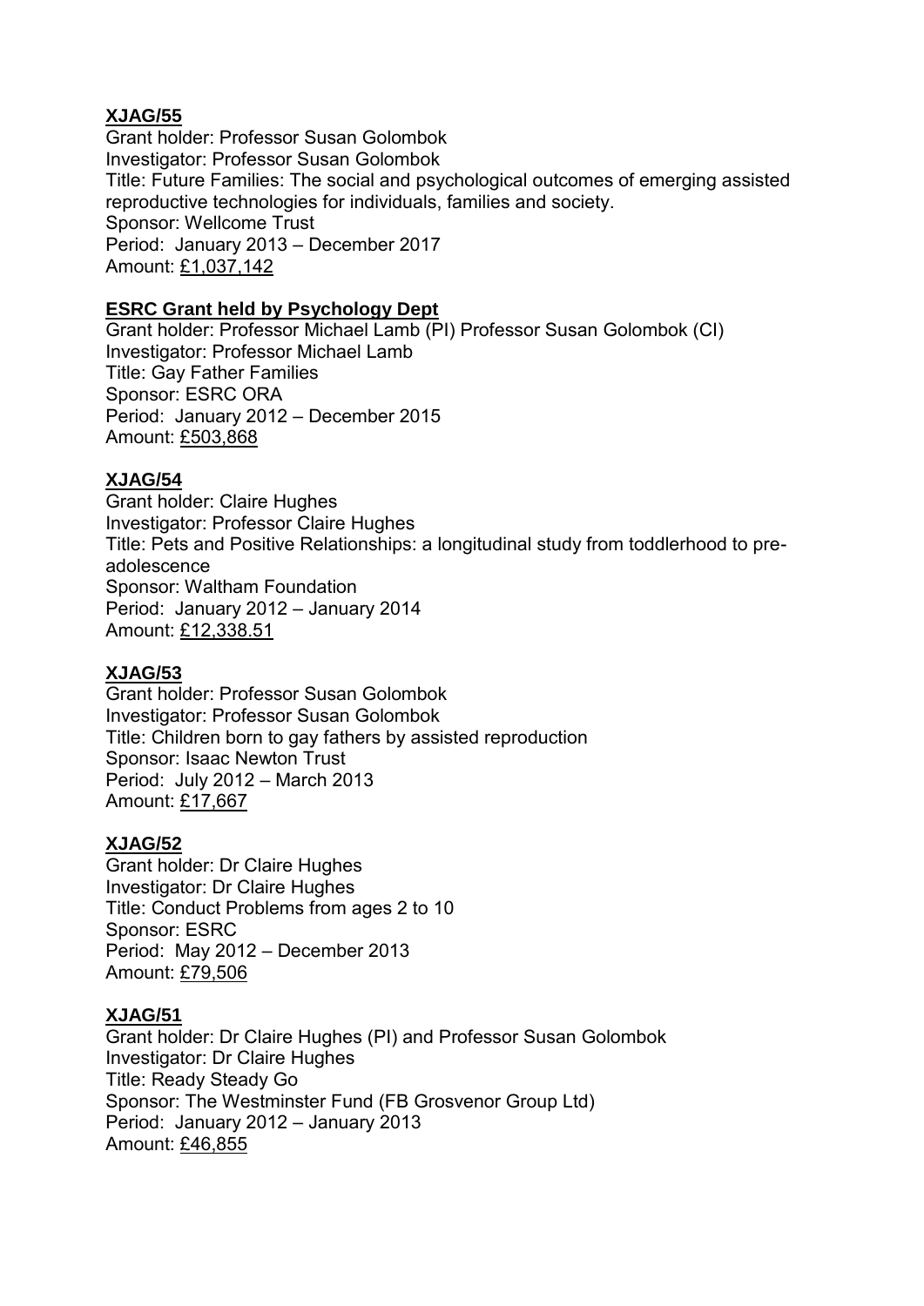**XJAG/55**

Grant holder: Professor Susan Golombok
Investigator: Professor Susan Golombok
Title: Future Families: The social and psychological outcomes of emerging assisted reproductive technologies for individuals, families and society.
Sponsor: Wellcome Trust
Period: January 2013 – December 2017
Amount: £1,037,142

**ESRC Grant held by Psychology Dept**

Grant holder: Professor Michael Lamb (PI) Professor Susan Golombok (CI)
Investigator: Professor Michael Lamb
Title: Gay Father Families
Sponsor: ESRC ORA
Period: January 2012 – December 2015
Amount: £503,868

**XJAG/54**

Grant holder: Claire Hughes
Investigator: Professor Claire Hughes
Title: Pets and Positive Relationships: a longitudinal study from toddlerhood to pre-adolescence
Sponsor: Waltham Foundation
Period: January 2012 – January 2014
Amount: £12,338.51

**XJAG/53**

Grant holder: Professor Susan Golombok
Investigator: Professor Susan Golombok
Title: Children born to gay fathers by assisted reproduction
Sponsor: Isaac Newton Trust
Period: July 2012 – March 2013
Amount: £17,667

**XJAG/52**

Grant holder: Dr Claire Hughes
Investigator: Dr Claire Hughes
Title: Conduct Problems from ages 2 to 10
Sponsor: ESRC
Period: May 2012 – December 2013
Amount: £79,506

**XJAG/51**

Grant holder: Dr Claire Hughes (PI) and Professor Susan Golombok
Investigator: Dr Claire Hughes
Title: Ready Steady Go
Sponsor: The Westminster Fund (FB Grosvenor Group Ltd)
Period: January 2012 – January 2013
Amount: £46,855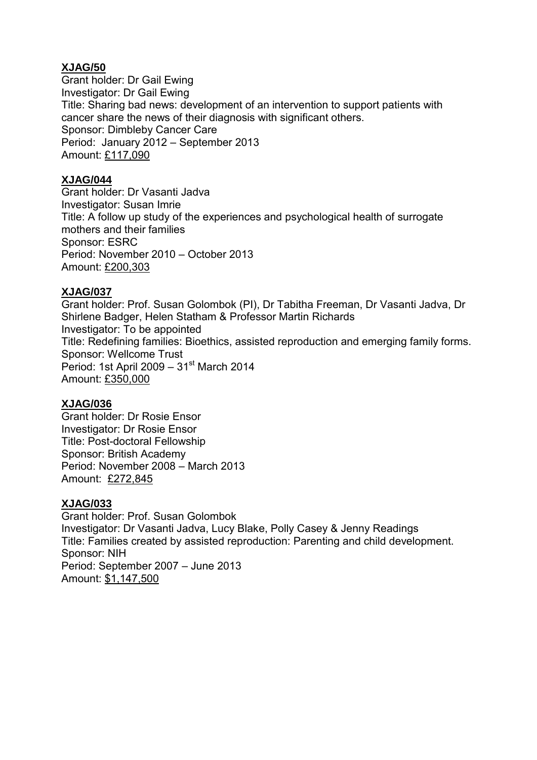**XJAG/50**

Grant holder: Dr Gail Ewing
Investigator: Dr Gail Ewing
Title: Sharing bad news: development of an intervention to support patients with cancer share the news of their diagnosis with significant others.
Sponsor: Dimbleby Cancer Care
Period: January 2012 – September 2013
Amount: £117,090

**XJAG/044**

Grant holder: Dr Vasanti Jadva
Investigator: Susan Imrie
Title: A follow up study of the experiences and psychological health of surrogate mothers and their families
Sponsor: ESRC
Period: November 2010 – October 2013
Amount: £200,303

**XJAG/037**

Grant holder: Prof. Susan Golombok (PI), Dr Tabitha Freeman, Dr Vasanti Jadva, Dr Shirlene Badger, Helen Statham & Professor Martin Richards
Investigator: To be appointed
Title: Redefining families: Bioethics, assisted reproduction and emerging family forms.
Sponsor: Wellcome Trust
Period: 1st April 2009 – 31st March 2014
Amount: £350,000

**XJAG/036**

Grant holder: Dr Rosie Ensor
Investigator: Dr Rosie Ensor
Title: Post-doctoral Fellowship
Sponsor: British Academy
Period: November 2008 – March 2013
Amount: £272,845

**XJAG/033**

Grant holder: Prof. Susan Golombok
Investigator: Dr Vasanti Jadva, Lucy Blake, Polly Casey & Jenny Readings
Title: Families created by assisted reproduction: Parenting and child development.
Sponsor: NIH
Period: September 2007 – June 2013
Amount: $1,147,500